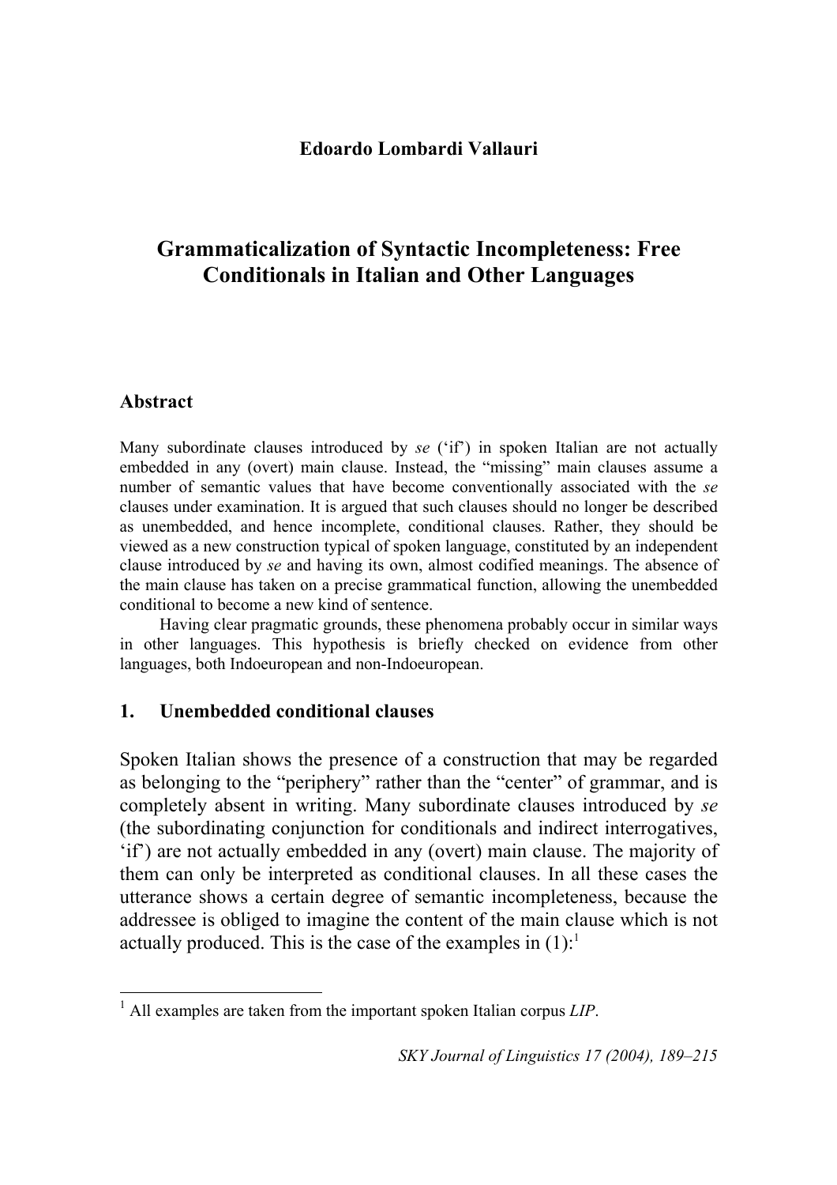**Edoardo Lombardi Vallauri**

# Grammaticalization of Syntactic Incompleteness: Free Conditionals in Italian and Other Languages

## Abstract

Many subordinate clauses introduced by *se* ('if') in spoken Italian are not actually embedded in any (overt) main clause. Instead, the "missing" main clauses assume a number of semantic values that have become conventionally associated with the *se* clauses under examination. It is argued that such clauses should no longer be described as unembedded, and hence incomplete, conditional clauses. Rather, they should be viewed as a new construction typical of spoken language, constituted by an independent clause introduced by *se* and having its own, almost codified meanings. The absence of the main clause has taken on a precise grammatical function, allowing the unembedded conditional to become a new kind of sentence.

Having clear pragmatic grounds, these phenomena probably occur in similar ways in other languages. This hypothesis is briefly checked on evidence from other languages, both Indoeuropean and non-Indoeuropean.

## 1. Unembedded conditional clauses

Spoken Italian shows the presence of a construction that may be regarded as belonging to the "periphery" rather than the "center" of grammar, and is completely absent in writing. Many subordinate clauses introduced by *se* (the subordinating conjunction for conditionals and indirect interrogatives, 'if') are not actually embedded in any (overt) main clause. The majority of them can only be interpreted as conditional clauses. In all these cases the utterance shows a certain degree of semantic incompleteness, because the addressee is obliged to imagine the content of the main clause which is not actually produced. This is the case of the examples in (1):[1]

[1] All examples are taken from the important spoken Italian corpus *LIP*.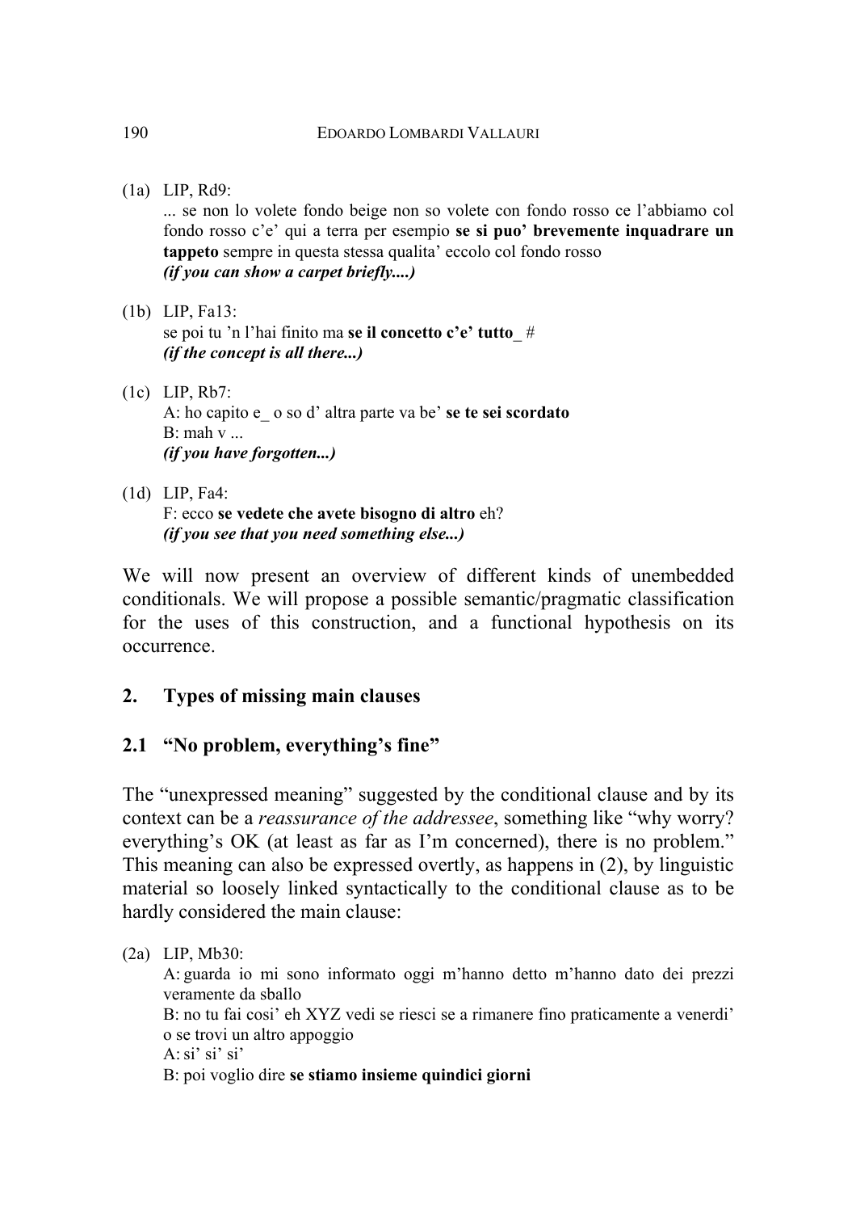(1a) LIP, Rd9:
... se non lo volete fondo beige non so volete con fondo rosso ce l'abbiamo col fondo rosso c'e' qui a terra per esempio **se si puo' brevemente inquadrare un tappeto** sempre in questa stessa qualita' eccolo col fondo rosso
***(if you can show a carpet briefly....)***

(1b) LIP, Fa13:
se poi tu 'n l'hai finito ma **se il concetto c'e' tutto**_ #
***(if the concept is all there...)***

(1c) LIP, Rb7:
A: ho capito e_ o so d' altra parte va be' **se te sei scordato**
B: mah v ...
***(if you have forgotten...)***

(1d) LIP, Fa4:
F: ecco **se vedete che avete bisogno di altro** eh?
***(if you see that you need something else...)***

We will now present an overview of different kinds of unembedded conditionals. We will propose a possible semantic/pragmatic classification for the uses of this construction, and a functional hypothesis on its occurrence.

## 2. Types of missing main clauses

### 2.1 "No problem, everything's fine"

The "unexpressed meaning" suggested by the conditional clause and by its context can be a *reassurance of the addressee*, something like "why worry? everything's OK (at least as far as I'm concerned), there is no problem." This meaning can also be expressed overtly, as happens in (2), by linguistic material so loosely linked syntactically to the conditional clause as to be hardly considered the main clause:

(2a) LIP, Mb30:
A: guarda io mi sono informato oggi m'hanno detto m'hanno dato dei prezzi veramente da sballo
B: no tu fai cosi' eh XYZ vedi se riesci se a rimanere fino praticamente a venerdi' o se trovi un altro appoggio
A: si' si' si'
B: poi voglio dire **se stiamo insieme quindici giorni**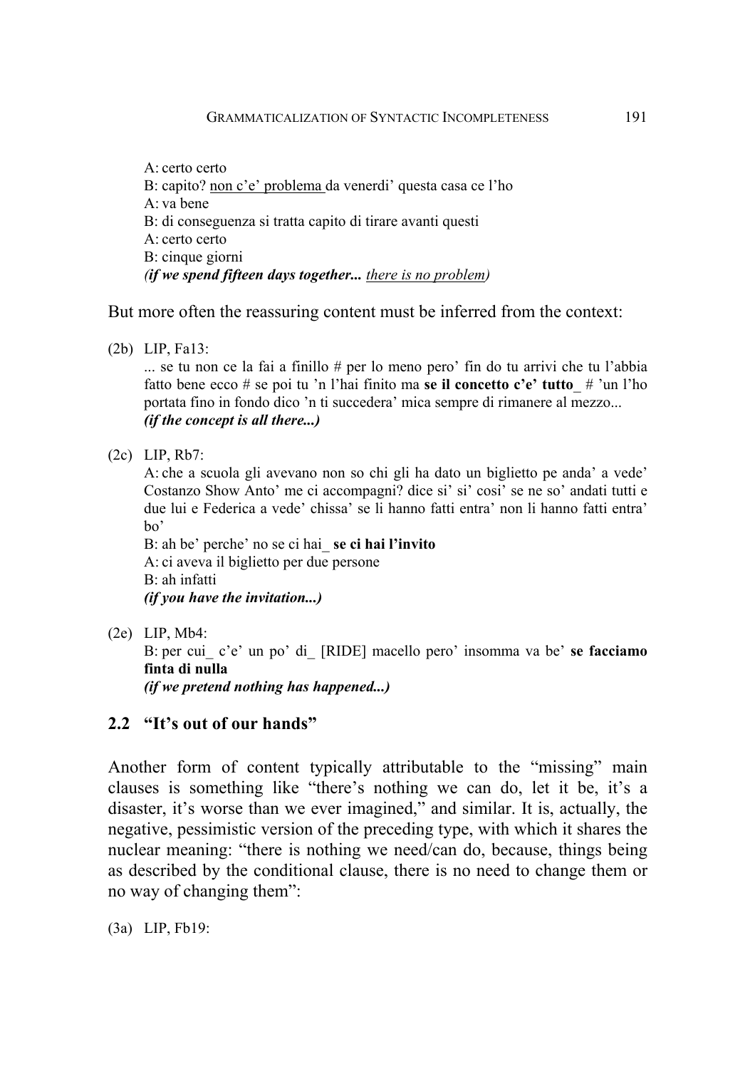A: certo certo  
B: capito? <u>non c'e' problema</u> da venerdi' questa casa ce l'ho  
A: va bene  
B: di conseguenza si tratta capito di tirare avanti questi  
A: certo certo  
B: cinque giorni  
***(if we spend fifteen days together...*** ***<u>there is no problem</u>)***

But more often the reassuring content must be inferred from the context:

(2b) LIP, Fa13:  
... se tu non ce la fai a finillo # per lo meno pero' fin do tu arrivi che tu l'abbia fatto bene ecco # se poi tu 'n l'hai finito ma **se il concetto c'e' tutto**_ # 'un l'ho portata fino in fondo dico 'n ti succedera' mica sempre di rimanere al mezzo...  
***(if the concept is all there...)***

(2c) LIP, Rb7:  
A: che a scuola gli avevano non so chi gli ha dato un biglietto pe anda' a vede' Costanzo Show Anto' me ci accompagni? dice si' si' cosi' se ne so' andati tutti e due lui e Federica a vede' chissa' se li hanno fatti entra' non li hanno fatti entra' bo'  
B: ah be' perche' no se ci hai_ **se ci hai l'invito**  
A: ci aveva il biglietto per due persone  
B: ah infatti  
***(if you have the invitation...)***

(2e) LIP, Mb4:  
B: per cui_ c'e' un po' di_ [RIDE] macello pero' insomma va be' **se facciamo finta di nulla**  
***(if we pretend nothing has happened...)***

## 2.2 "It's out of our hands"

Another form of content typically attributable to the "missing" main clauses is something like "there's nothing we can do, let it be, it's a disaster, it's worse than we ever imagined," and similar. It is, actually, the negative, pessimistic version of the preceding type, with which it shares the nuclear meaning: "there is nothing we need/can do, because, things being as described by the conditional clause, there is no need to change them or no way of changing them":

(3a) LIP, Fb19: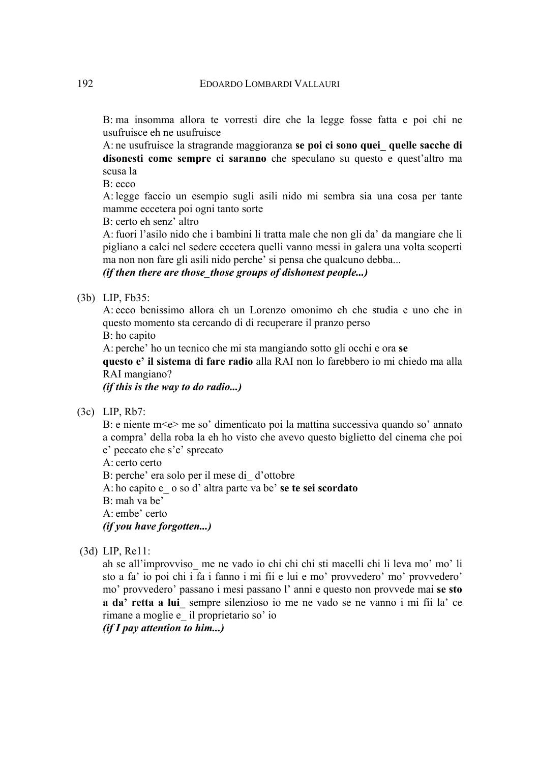B: ma insomma allora te vorresti dire che la legge fosse fatta e poi chi ne usufruisce eh ne usufruisce

A: ne usufruisce la stragrande maggioranza **se poi ci sono quei_ quelle sacche di disonesti come sempre ci saranno** che speculano su questo e quest'altro ma scusa la

B: ecco

A: legge faccio un esempio sugli asili nido mi sembra sia una cosa per tante mamme eccetera poi ogni tanto sorte

B: certo eh senz' altro

A: fuori l'asilo nido che i bambini li tratta male che non gli da' da mangiare che li pigliano a calci nel sedere eccetera quelli vanno messi in galera una volta scoperti ma non non fare gli asili nido perche' si pensa che qualcuno debba...

***(if then there are those_those groups of dishonest people...)***

(3b) LIP, Fb35:

A: ecco benissimo allora eh un Lorenzo omonimo eh che studia e uno che in questo momento sta cercando di di recuperare il pranzo perso

B: ho capito

A: perche' ho un tecnico che mi sta mangiando sotto gli occhi e ora **se questo e' il sistema di fare radio** alla RAI non lo farebbero io mi chiedo ma alla RAI mangiano?

***(if this is the way to do radio...)***

(3c) LIP, Rb7:

B: e niente m<e> me so' dimenticato poi la mattina successiva quando so' annato a compra' della roba la eh ho visto che avevo questo biglietto del cinema che poi e' peccato che s'e' sprecato

A: certo certo

B: perche' era solo per il mese di_ d'ottobre

A: ho capito e_ o so d' altra parte va be' **se te sei scordato**

B: mah va be'

A: embe' certo

***(if you have forgotten...)***

(3d) LIP, Re11:

ah se all'improvviso_ me ne vado io chi chi chi sti macelli chi li leva mo' mo' li sto a fa' io poi chi i fa i fanno i mi fii e lui e mo' provvedero' mo' provvedero' mo' provvedero' passano i mesi passano l' anni e questo non provvede mai **se sto a da' retta a lui_** sempre silenzioso io me ne vado se ne vanno i mi fii la' ce rimane a moglie e_ il proprietario so' io

***(if I pay attention to him...)***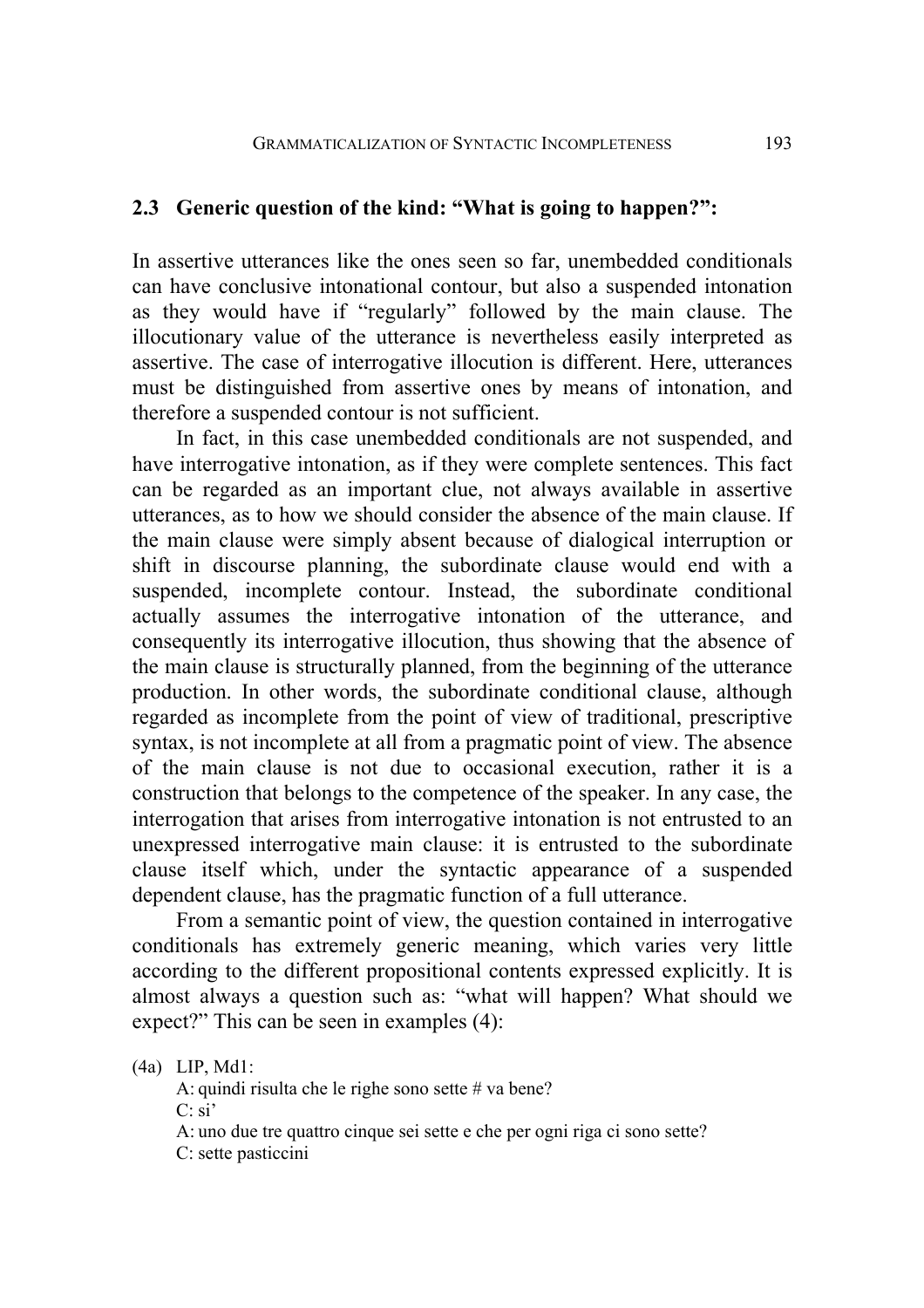## 2.3 Generic question of the kind: "What is going to happen?":

In assertive utterances like the ones seen so far, unembedded conditionals can have conclusive intonational contour, but also a suspended intonation as they would have if "regularly" followed by the main clause. The illocutionary value of the utterance is nevertheless easily interpreted as assertive. The case of interrogative illocution is different. Here, utterances must be distinguished from assertive ones by means of intonation, and therefore a suspended contour is not sufficient.

In fact, in this case unembedded conditionals are not suspended, and have interrogative intonation, as if they were complete sentences. This fact can be regarded as an important clue, not always available in assertive utterances, as to how we should consider the absence of the main clause. If the main clause were simply absent because of dialogical interruption or shift in discourse planning, the subordinate clause would end with a suspended, incomplete contour. Instead, the subordinate conditional actually assumes the interrogative intonation of the utterance, and consequently its interrogative illocution, thus showing that the absence of the main clause is structurally planned, from the beginning of the utterance production. In other words, the subordinate conditional clause, although regarded as incomplete from the point of view of traditional, prescriptive syntax, is not incomplete at all from a pragmatic point of view. The absence of the main clause is not due to occasional execution, rather it is a construction that belongs to the competence of the speaker. In any case, the interrogation that arises from interrogative intonation is not entrusted to an unexpressed interrogative main clause: it is entrusted to the subordinate clause itself which, under the syntactic appearance of a suspended dependent clause, has the pragmatic function of a full utterance.

From a semantic point of view, the question contained in interrogative conditionals has extremely generic meaning, which varies very little according to the different propositional contents expressed explicitly. It is almost always a question such as: "what will happen? What should we expect?" This can be seen in examples (4):

(4a) LIP, Md1:
A: quindi risulta che le righe sono sette # va bene?
C: si'
A: uno due tre quattro cinque sei sette e che per ogni riga ci sono sette?
C: sette pasticcini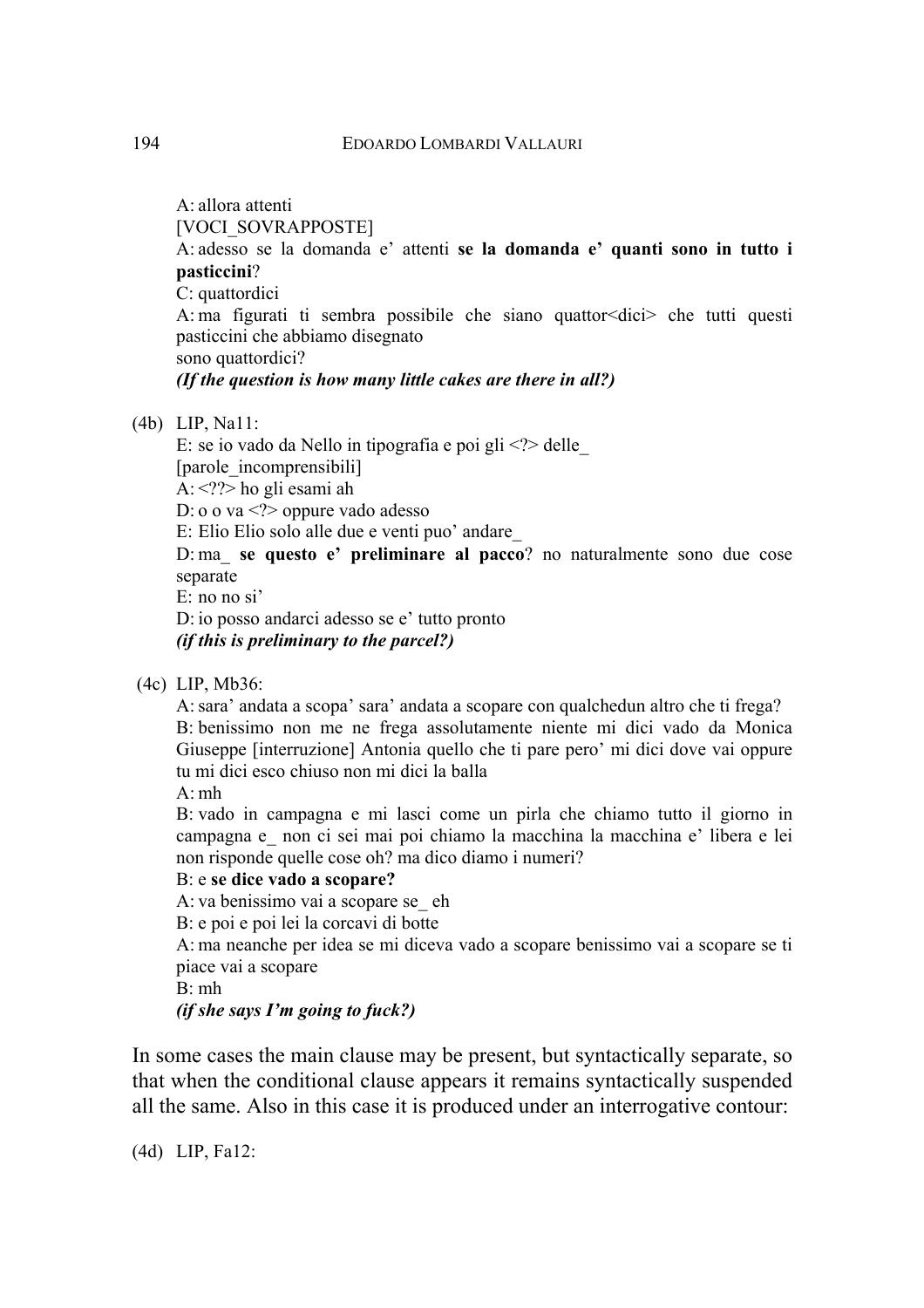A: allora attenti
[VOCI_SOVRAPPOSTE]
A: adesso se la domanda e' attenti **se la domanda e' quanti sono in tutto i pasticcini**?
C: quattordici
A: ma figurati ti sembra possibile che siano quattor<dici> che tutti questi pasticcini che abbiamo disegnato
sono quattordici?
***(If the question is how many little cakes are there in all?)***

(4b) LIP, Na11:
E: se io vado da Nello in tipografia e poi gli <?> delle_
[parole_incomprensibili]
A: <??> ho gli esami ah
D: o o va <?> oppure vado adesso
E: Elio Elio solo alle due e venti puo' andare_
D: ma_ **se questo e' preliminare al pacco**? no naturalmente sono due cose separate
E: no no si'
D: io posso andarci adesso se e' tutto pronto
***(if this is preliminary to the parcel?)***

(4c) LIP, Mb36:
A: sara' andata a scopa' sara' andata a scopare con qualchedun altro che ti frega?
B: benissimo non me ne frega assolutamente niente mi dici vado da Monica Giuseppe [interruzione] Antonia quello che ti pare pero' mi dici dove vai oppure tu mi dici esco chiuso non mi dici la balla
A: mh
B: vado in campagna e mi lasci come un pirla che chiamo tutto il giorno in campagna e_ non ci sei mai poi chiamo la macchina la macchina e' libera e lei non risponde quelle cose oh? ma dico diamo i numeri?
B: e **se dice vado a scopare?**
A: va benissimo vai a scopare se_ eh
B: e poi e poi lei la corcavi di botte
A: ma neanche per idea se mi diceva vado a scopare benissimo vai a scopare se ti piace vai a scopare
B: mh
***(if she says I'm going to fuck?)***

In some cases the main clause may be present, but syntactically separate, so that when the conditional clause appears it remains syntactically suspended all the same. Also in this case it is produced under an interrogative contour:

(4d) LIP, Fa12: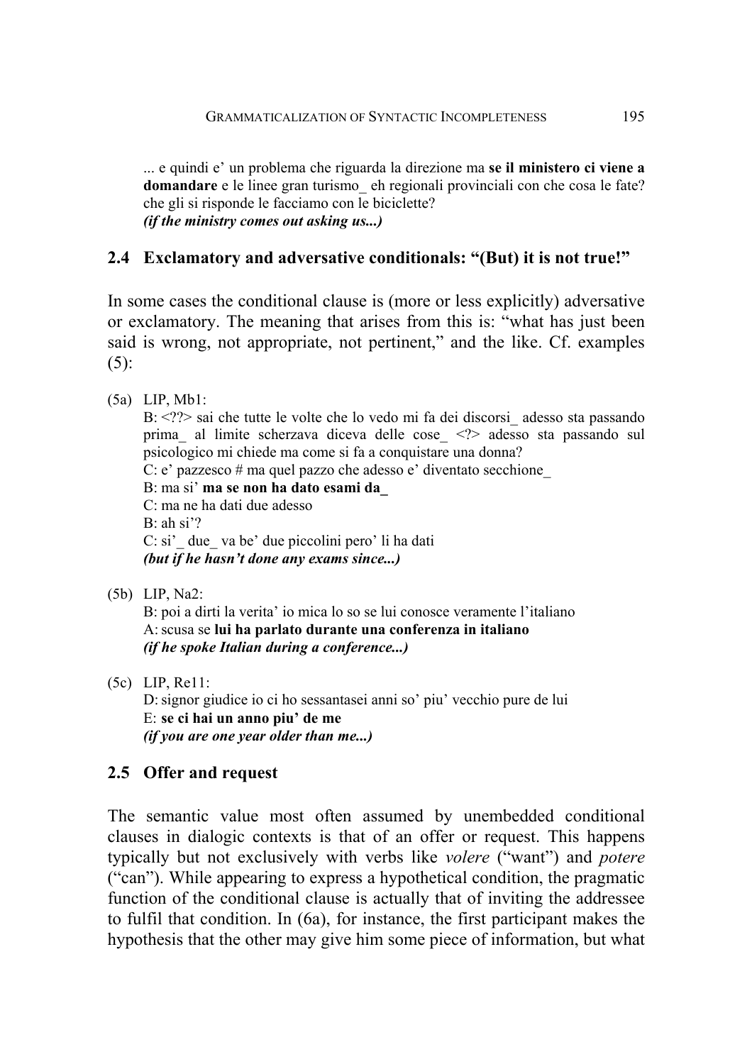... e quindi e' un problema che riguarda la direzione ma **se il ministero ci viene a domandare** e le linee gran turismo_ eh regionali provinciali con che cosa le fate? che gli si risponde le facciamo con le biciclette?
***(if the ministry comes out asking us...)***

## 2.4 Exclamatory and adversative conditionals: "(But) it is not true!"

In some cases the conditional clause is (more or less explicitly) adversative or exclamatory. The meaning that arises from this is: "what has just been said is wrong, not appropriate, not pertinent," and the like. Cf. examples (5):

(5a) LIP, Mb1:
B: <??> sai che tutte le volte che lo vedo mi fa dei discorsi_ adesso sta passando prima_ al limite scherzava diceva delle cose_ <?> adesso sta passando sul psicologico mi chiede ma come si fa a conquistare una donna?
C: e' pazzesco # ma quel pazzo che adesso e' diventato secchione_
B: ma si' **ma se non ha dato esami da_**
C: ma ne ha dati due adesso
B: ah si'?
C: si'_ due_ va be' due piccolini pero' li ha dati
***(but if he hasn't done any exams since...)***

(5b) LIP, Na2:
B: poi a dirti la verita' io mica lo so se lui conosce veramente l'italiano
A: scusa se **lui ha parlato durante una conferenza in italiano**
***(if he spoke Italian during a conference...)***

(5c) LIP, Re11:
D: signor giudice io ci ho sessantasei anni so' piu' vecchio pure de lui
E: **se ci hai un anno piu' de me**
***(if you are one year older than me...)***

## 2.5 Offer and request

The semantic value most often assumed by unembedded conditional clauses in dialogic contexts is that of an offer or request. This happens typically but not exclusively with verbs like *volere* ("want") and *potere* ("can"). While appearing to express a hypothetical condition, the pragmatic function of the conditional clause is actually that of inviting the addressee to fulfil that condition. In (6a), for instance, the first participant makes the hypothesis that the other may give him some piece of information, but what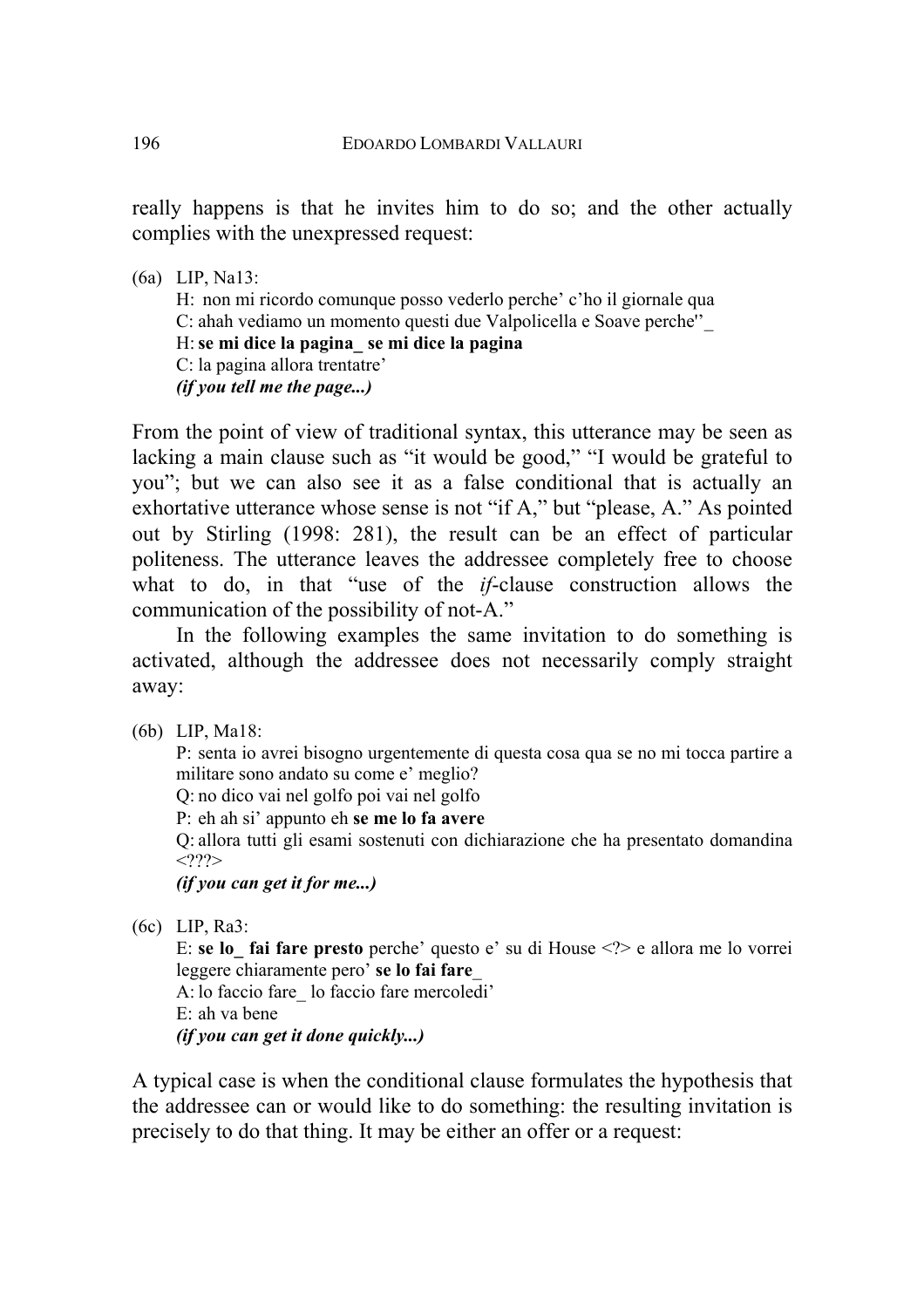really happens is that he invites him to do so; and the other actually complies with the unexpressed request:

(6a) LIP, Na13:
H: non mi ricordo comunque posso vederlo perche' c'ho il giornale qua
C: ahah vediamo un momento questi due Valpolicella e Soave perche''_
H: **se mi dice la pagina_ se mi dice la pagina**
C: la pagina allora trentatre'
***(if you tell me the page...)***

From the point of view of traditional syntax, this utterance may be seen as lacking a main clause such as "it would be good," "I would be grateful to you"; but we can also see it as a false conditional that is actually an exhortative utterance whose sense is not "if A," but "please, A." As pointed out by Stirling (1998: 281), the result can be an effect of particular politeness. The utterance leaves the addressee completely free to choose what to do, in that "use of the *if*-clause construction allows the communication of the possibility of not-A."

In the following examples the same invitation to do something is activated, although the addressee does not necessarily comply straight away:

(6b) LIP, Ma18:
P: senta io avrei bisogno urgentemente di questa cosa qua se no mi tocca partire a militare sono andato su come e' meglio?
Q: no dico vai nel golfo poi vai nel golfo
P: eh ah si' appunto eh **se me lo fa avere**
Q: allora tutti gli esami sostenuti con dichiarazione che ha presentato domandina <???>
***(if you can get it for me...)***

(6c) LIP, Ra3:
E: **se lo_ fai fare presto** perche' questo e' su di House <?> e allora me lo vorrei leggere chiaramente pero' **se lo fai fare_**
A: lo faccio fare_ lo faccio fare mercoledi'
E: ah va bene
***(if you can get it done quickly...)***

A typical case is when the conditional clause formulates the hypothesis that the addressee can or would like to do something: the resulting invitation is precisely to do that thing. It may be either an offer or a request: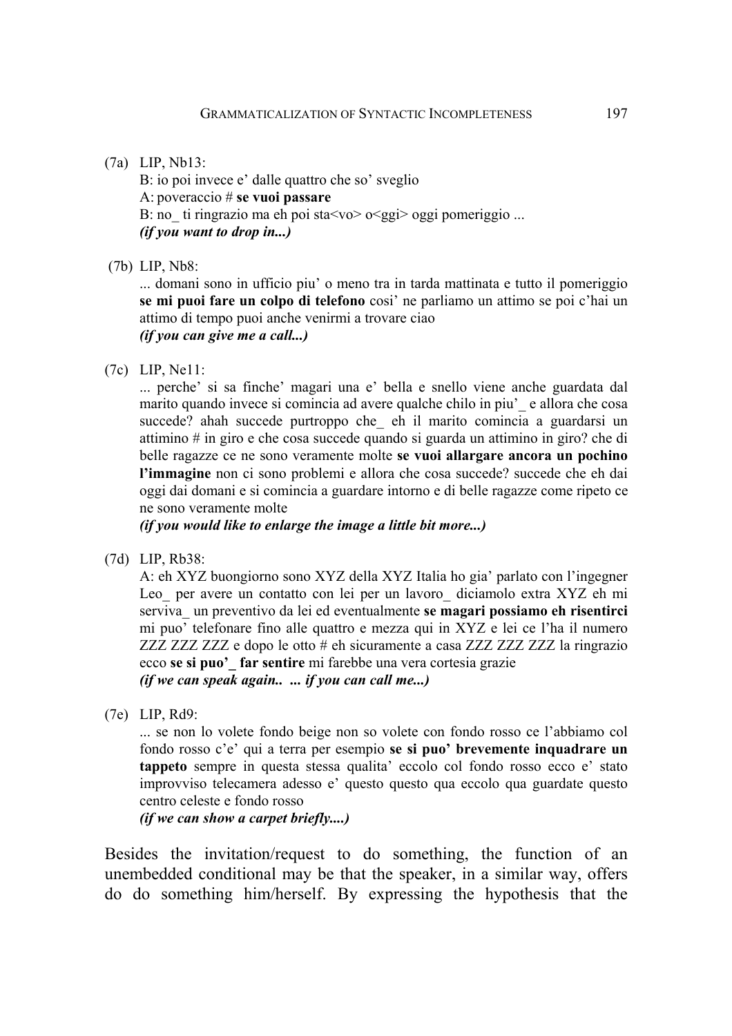(7a) LIP, Nb13:
B: io poi invece e' dalle quattro che so' sveglio
A: poveraccio # **se vuoi passare**
B: no_ ti ringrazio ma eh poi sta<vo> o<ggi> oggi pomeriggio ...
***(if you want to drop in...)***

(7b) LIP, Nb8:
... domani sono in ufficio piu' o meno tra in tarda mattinata e tutto il pomeriggio **se mi puoi fare un colpo di telefono** cosi' ne parliamo un attimo se poi c'hai un attimo di tempo puoi anche venirmi a trovare ciao
***(if you can give me a call...)***

(7c) LIP, Ne11:
... perche' si sa finche' magari una e' bella e snello viene anche guardata dal marito quando invece si comincia ad avere qualche chilo in piu'_ e allora che cosa succede? ahah succede purtroppo che_ eh il marito comincia a guardarsi un attimino # in giro e che cosa succede quando si guarda un attimino in giro? che di belle ragazze ce ne sono veramente molte **se vuoi allargare ancora un pochino l'immagine** non ci sono problemi e allora che cosa succede? succede che eh dai oggi dai domani e si comincia a guardare intorno e di belle ragazze come ripeto ce ne sono veramente molte
***(if you would like to enlarge the image a little bit more...)***

(7d) LIP, Rb38:
A: eh XYZ buongiorno sono XYZ della XYZ Italia ho gia' parlato con l'ingegner Leo_ per avere un contatto con lei per un lavoro_ diciamolo extra XYZ eh mi serviva_ un preventivo da lei ed eventualmente **se magari possiamo eh risentirci** mi puo' telefonare fino alle quattro e mezza qui in XYZ e lei ce l'ha il numero ZZZ ZZZ ZZZ e dopo le otto # eh sicuramente a casa ZZZ ZZZ ZZZ la ringrazio ecco **se si puo'_ far sentire** mi farebbe una vera cortesia grazie
***(if we can speak again.. ... if you can call me...)***

(7e) LIP, Rd9:
... se non lo volete fondo beige non so volete con fondo rosso ce l'abbiamo col fondo rosso c'e' qui a terra per esempio **se si puo' brevemente inquadrare un tappeto** sempre in questa stessa qualita' eccolo col fondo rosso ecco e' stato improvviso telecamera adesso e' questo questo qua eccolo qua guardate questo centro celeste e fondo rosso
***(if we can show a carpet briefly....)***

Besides the invitation/request to do something, the function of an unembedded conditional may be that the speaker, in a similar way, offers do do something him/herself. By expressing the hypothesis that the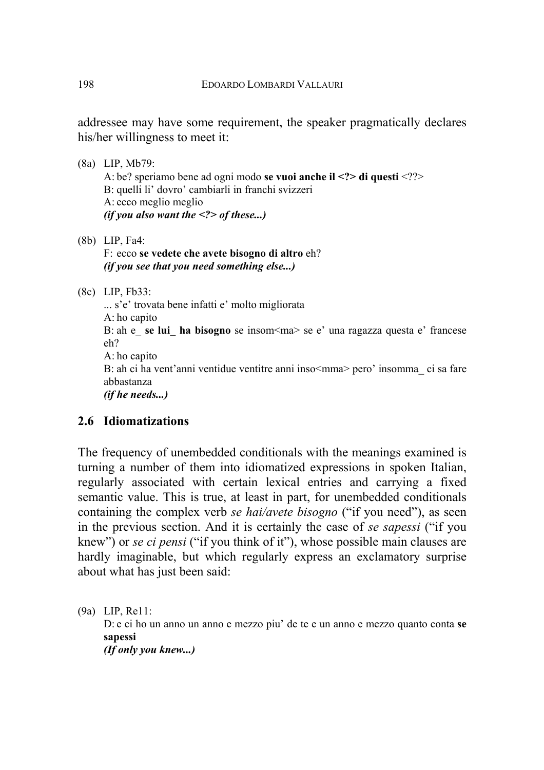addressee may have some requirement, the speaker pragmatically declares his/her willingness to meet it:

(8a) LIP, Mb79:
A: be? speriamo bene ad ogni modo **se vuoi anche il <?> di questi** <??>
B: quelli li' dovro' cambiarli in franchi svizzeri
A: ecco meglio meglio
***(if you also want the <?> of these...)***

(8b) LIP, Fa4:
F: ecco **se vedete che avete bisogno di altro** eh?
***(if you see that you need something else...)***

(8c) LIP, Fb33:
... s'e' trovata bene infatti e' molto migliorata
A: ho capito
B: ah e_ **se lui_ ha bisogno** se insom<ma> se e' una ragazza questa e' francese eh?
A: ho capito
B: ah ci ha vent'anni ventidue ventitre anni inso<mma> pero' insomma_ ci sa fare abbastanza
***(if he needs...)***

## 2.6 Idiomatizations

The frequency of unembedded conditionals with the meanings examined is turning a number of them into idiomatized expressions in spoken Italian, regularly associated with certain lexical entries and carrying a fixed semantic value. This is true, at least in part, for unembedded conditionals containing the complex verb *se hai/avete bisogno* ("if you need"), as seen in the previous section. And it is certainly the case of *se sapessi* ("if you knew") or *se ci pensi* ("if you think of it"), whose possible main clauses are hardly imaginable, but which regularly express an exclamatory surprise about what has just been said:

(9a) LIP, Re11:
D: e ci ho un anno un anno e mezzo piu' de te e un anno e mezzo quanto conta **se sapessi**
***(If only you knew...)***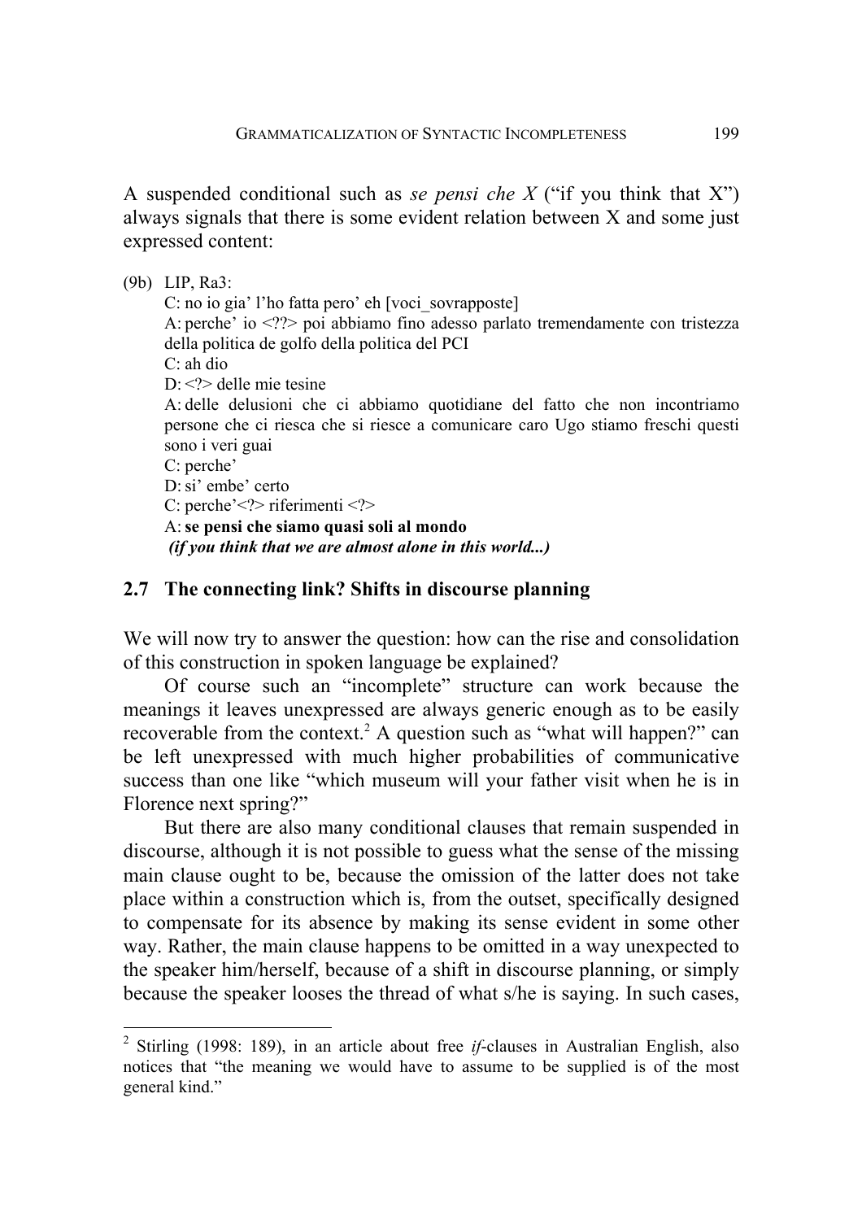A suspended conditional such as *se pensi che X* ("if you think that X") always signals that there is some evident relation between X and some just expressed content:

(9b) LIP, Ra3:

C: no io gia' l'ho fatta pero' eh [voci_sovrapposte]

A: perche' io <??> poi abbiamo fino adesso parlato tremendamente con tristezza della politica de golfo della politica del PCI

C: ah dio

D: <?> delle mie tesine

A: delle delusioni che ci abbiamo quotidiane del fatto che non incontriamo persone che ci riesca che si riesce a comunicare caro Ugo stiamo freschi questi sono i veri guai

C: perche'

D: si' embe' certo

C: perche'<?> riferimenti <?>

A: **se pensi che siamo quasi soli al mondo**

***(if you think that we are almost alone in this world...)***

## 2.7 The connecting link? Shifts in discourse planning

We will now try to answer the question: how can the rise and consolidation of this construction in spoken language be explained?

Of course such an "incomplete" structure can work because the meanings it leaves unexpressed are always generic enough as to be easily recoverable from the context.[2] A question such as "what will happen?" can be left unexpressed with much higher probabilities of communicative success than one like "which museum will your father visit when he is in Florence next spring?"

But there are also many conditional clauses that remain suspended in discourse, although it is not possible to guess what the sense of the missing main clause ought to be, because the omission of the latter does not take place within a construction which is, from the outset, specifically designed to compensate for its absence by making its sense evident in some other way. Rather, the main clause happens to be omitted in a way unexpected to the speaker him/herself, because of a shift in discourse planning, or simply because the speaker looses the thread of what s/he is saying. In such cases,

[2] Stirling (1998: 189), in an article about free *if*-clauses in Australian English, also notices that "the meaning we would have to assume to be supplied is of the most general kind."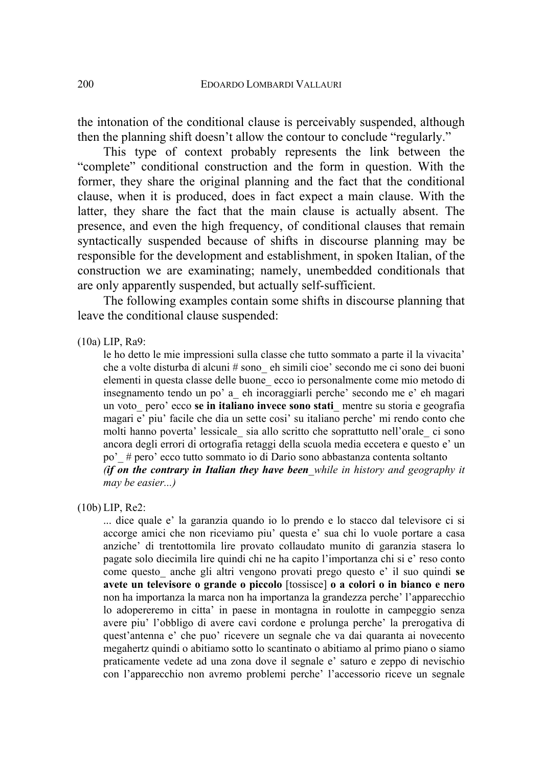the intonation of the conditional clause is perceivably suspended, although then the planning shift doesn't allow the contour to conclude "regularly."

This type of context probably represents the link between the "complete" conditional construction and the form in question. With the former, they share the original planning and the fact that the conditional clause, when it is produced, does in fact expect a main clause. With the latter, they share the fact that the main clause is actually absent. The presence, and even the high frequency, of conditional clauses that remain syntactically suspended because of shifts in discourse planning may be responsible for the development and establishment, in spoken Italian, of the construction we are examinating; namely, unembedded conditionals that are only apparently suspended, but actually self-sufficient.

The following examples contain some shifts in discourse planning that leave the conditional clause suspended:

(10a) LIP, Ra9:

le ho detto le mie impressioni sulla classe che tutto sommato a parte il la vivacita' che a volte disturba di alcuni # sono_ eh simili cioe' secondo me ci sono dei buoni elementi in questa classe delle buone_ ecco io personalmente come mio metodo di insegnamento tendo un po' a_ eh incoraggiarli perche' secondo me e' eh magari un voto_ pero' ecco **se in italiano invece sono stati_** mentre su storia e geografia magari e' piu' facile che dia un sette cosi' su italiano perche' mi rendo conto che molti hanno poverta' lessicale_ sia allo scritto che soprattutto nell'orale_ ci sono ancora degli errori di ortografia retaggi della scuola media eccetera e questo e' un po'_ # pero' ecco tutto sommato io di Dario sono abbastanza contenta soltanto
*(**if on the contrary in Italian they have been**_while in history and geography it may be easier...)*

(10b) LIP, Re2:

... dice quale e' la garanzia quando io lo prendo e lo stacco dal televisore ci si accorge amici che non riceviamo piu' questa e' sua chi lo vuole portare a casa anziche' di trentottomila lire provato collaudato munito di garanzia stasera lo pagate solo diecimila lire quindi chi ne ha capito l'importanza chi si e' reso conto come questo_ anche gli altri vengono provati prego questo e' il suo quindi **se avete un televisore o grande o piccolo** [tossisce] **o a colori o in bianco e nero** non ha importanza la marca non ha importanza la grandezza perche' l'apparecchio lo adopereremo in citta' in paese in montagna in roulotte in campeggio senza avere piu' l'obbligo di avere cavi cordone e prolunga perche' la prerogativa di quest'antenna e' che puo' ricevere un segnale che va dai quaranta ai novecento megahertz quindi o abitiamo sotto lo scantinato o abitiamo al primo piano o siamo praticamente vedete ad una zona dove il segnale e' saturo e zeppo di nevischio con l'apparecchio non avremo problemi perche' l'accessorio riceve un segnale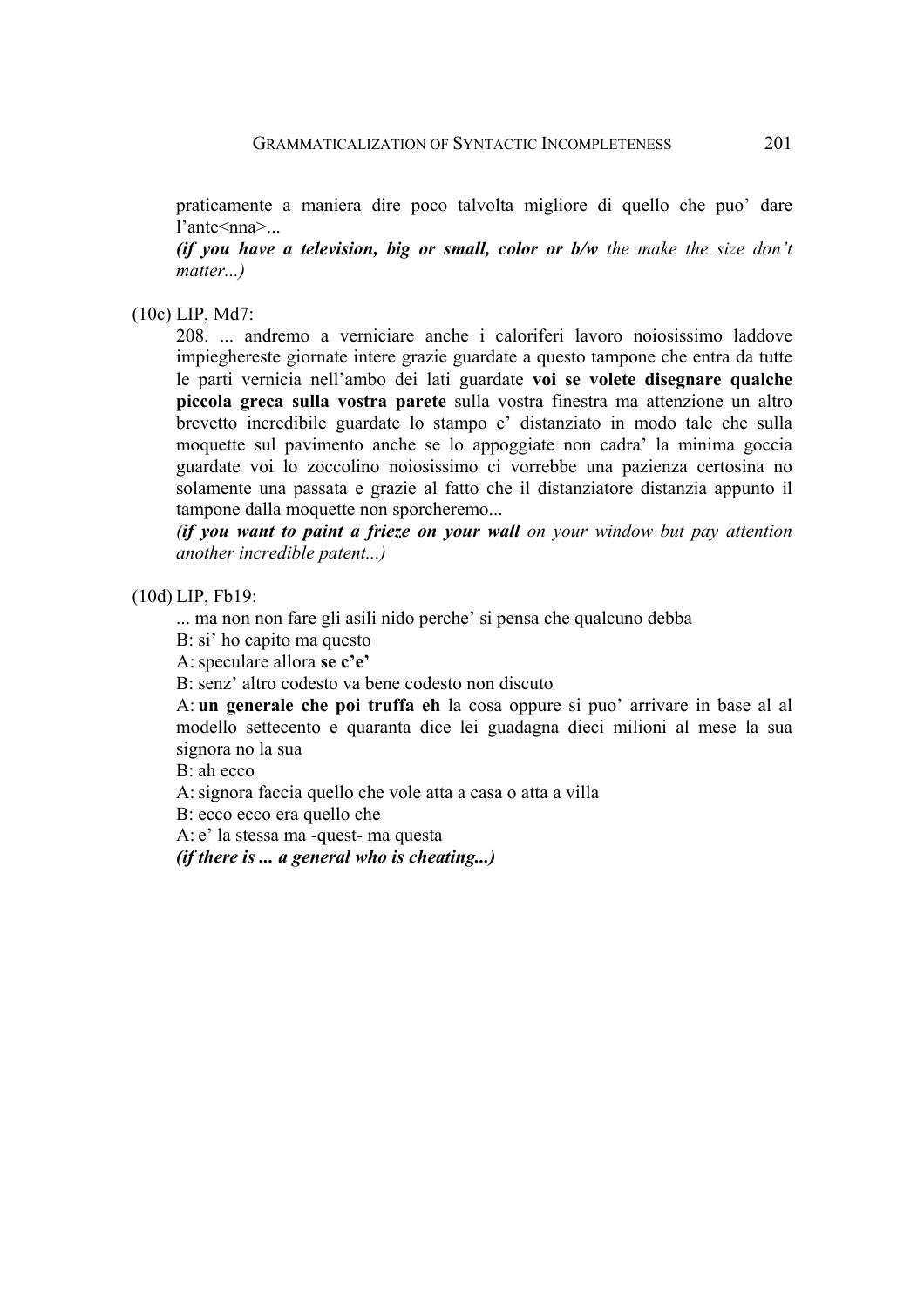praticamente a maniera dire poco talvolta migliore di quello che puo' dare l'ante<nna>...

***(if you have a television, big or small, color or b/w** the make the size don't matter...)*

(10c) LIP, Md7:

208. ... andremo a verniciare anche i caloriferi lavoro noiosissimo laddove impieghereste giornate intere grazie guardate a questo tampone che entra da tutte le parti vernicia nell'ambo dei lati guardate **voi se volete disegnare qualche piccola greca sulla vostra parete** sulla vostra finestra ma attenzione un altro brevetto incredibile guardate lo stampo e' distanziato in modo tale che sulla moquette sul pavimento anche se lo appoggiate non cadra' la minima goccia guardate voi lo zoccolino noiosissimo ci vorrebbe una pazienza certosina no solamente una passata e grazie al fatto che il distanziatore distanzia appunto il tampone dalla moquette non sporcheremo...

***(if you want to paint a frieze on your wall** on your window but pay attention another incredible patent...)*

(10d) LIP, Fb19:

... ma non non fare gli asili nido perche' si pensa che qualcuno debba

B: si' ho capito ma questo

A: speculare allora **se c'e'**

B: senz' altro codesto va bene codesto non discuto

A: **un generale che poi truffa eh** la cosa oppure si puo' arrivare in base al al modello settecento e quaranta dice lei guadagna dieci milioni al mese la sua signora no la sua

B: ah ecco

A: signora faccia quello che vole atta a casa o atta a villa

B: ecco ecco era quello che

A: e' la stessa ma -quest- ma questa

***(if there is ... a general who is cheating...)***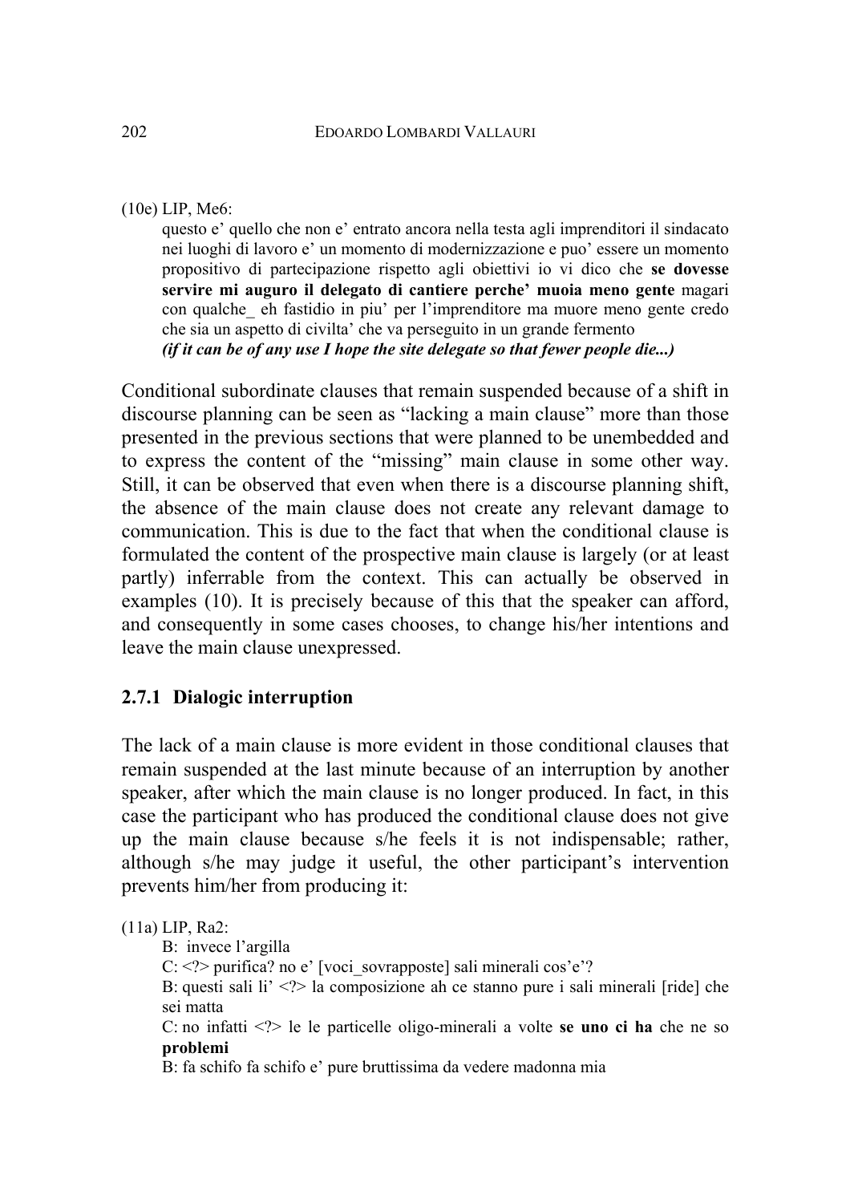(10e) LIP, Me6:

questo e' quello che non e' entrato ancora nella testa agli imprenditori il sindacato nei luoghi di lavoro e' un momento di modernizzazione e puo' essere un momento propositivo di partecipazione rispetto agli obiettivi io vi dico che **se dovesse servire mi auguro il delegato di cantiere perche' muoia meno gente** magari con qualche_ eh fastidio in piu' per l'imprenditore ma muore meno gente credo che sia un aspetto di civilta' che va perseguito in un grande fermento
***(if it can be of any use I hope the site delegate so that fewer people die...)***

Conditional subordinate clauses that remain suspended because of a shift in discourse planning can be seen as "lacking a main clause" more than those presented in the previous sections that were planned to be unembedded and to express the content of the "missing" main clause in some other way. Still, it can be observed that even when there is a discourse planning shift, the absence of the main clause does not create any relevant damage to communication. This is due to the fact that when the conditional clause is formulated the content of the prospective main clause is largely (or at least partly) inferrable from the context. This can actually be observed in examples (10). It is precisely because of this that the speaker can afford, and consequently in some cases chooses, to change his/her intentions and leave the main clause unexpressed.

### 2.7.1 Dialogic interruption

The lack of a main clause is more evident in those conditional clauses that remain suspended at the last minute because of an interruption by another speaker, after which the main clause is no longer produced. In fact, in this case the participant who has produced the conditional clause does not give up the main clause because s/he feels it is not indispensable; rather, although s/he may judge it useful, the other participant's intervention prevents him/her from producing it:

(11a) LIP, Ra2:

B: invece l'argilla
C: <?> purifica? no e' [voci_sovrapposte] sali minerali cos'e'?
B: questi sali li' <?> la composizione ah ce stanno pure i sali minerali [ride] che sei matta
C: no infatti <?> le le particelle oligo-minerali a volte **se uno ci ha** che ne so **problemi**
B: fa schifo fa schifo e' pure bruttissima da vedere madonna mia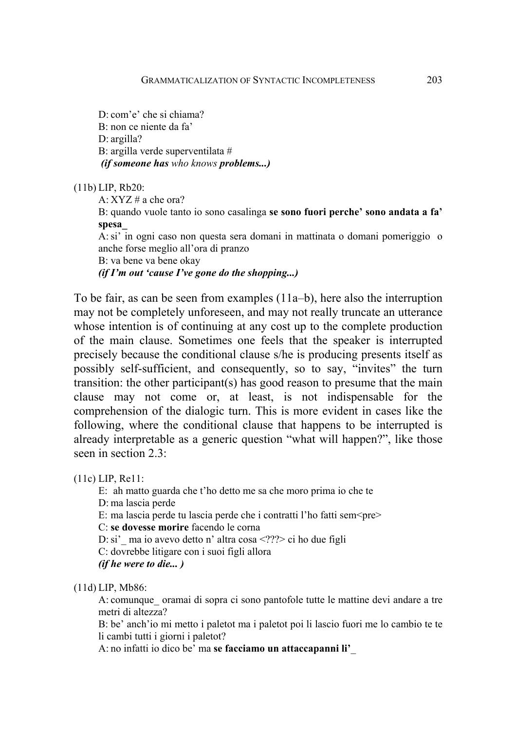D: com'e' che si chiama?
B: non ce niente da fa'
D: argilla?
B: argilla verde superventilata #
***(if someone has** who knows **problems...)***

(11b) LIP, Rb20:
A: XYZ # a che ora?
B: quando vuole tanto io sono casalinga **se sono fuori perche' sono andata a fa' spesa_**
A: si' in ogni caso non questa sera domani in mattinata o domani pomeriggio o anche forse meglio all'ora di pranzo
B: va bene va bene okay
***(if I'm out 'cause I've gone do the shopping...)***

To be fair, as can be seen from examples (11a–b), here also the interruption may not be completely unforeseen, and may not really truncate an utterance whose intention is of continuing at any cost up to the complete production of the main clause. Sometimes one feels that the speaker is interrupted precisely because the conditional clause s/he is producing presents itself as possibly self-sufficient, and consequently, so to say, "invites" the turn transition: the other participant(s) has good reason to presume that the main clause may not come or, at least, is not indispensable for the comprehension of the dialogic turn. This is more evident in cases like the following, where the conditional clause that happens to be interrupted is already interpretable as a generic question "what will happen?", like those seen in section 2.3:

(11c) LIP, Re11:
E: ah matto guarda che t'ho detto me sa che moro prima io che te
D: ma lascia perde
E: ma lascia perde tu lascia perde che i contratti l'ho fatti sem<pre>
C: **se dovesse morire** facendo le corna
D: si'_ ma io avevo detto n' altra cosa <???> ci ho due figli
C: dovrebbe litigare con i suoi figli allora
***(if he were to die... )***

(11d) LIP, Mb86:
A: comunque_ oramai di sopra ci sono pantofole tutte le mattine devi andare a tre metri di altezza?
B: be' anch'io mi metto i paletot ma i paletot poi li lascio fuori me lo cambio te te li cambi tutti i giorni i paletot?
A: no infatti io dico be' ma **se facciamo un attaccapanni li'_**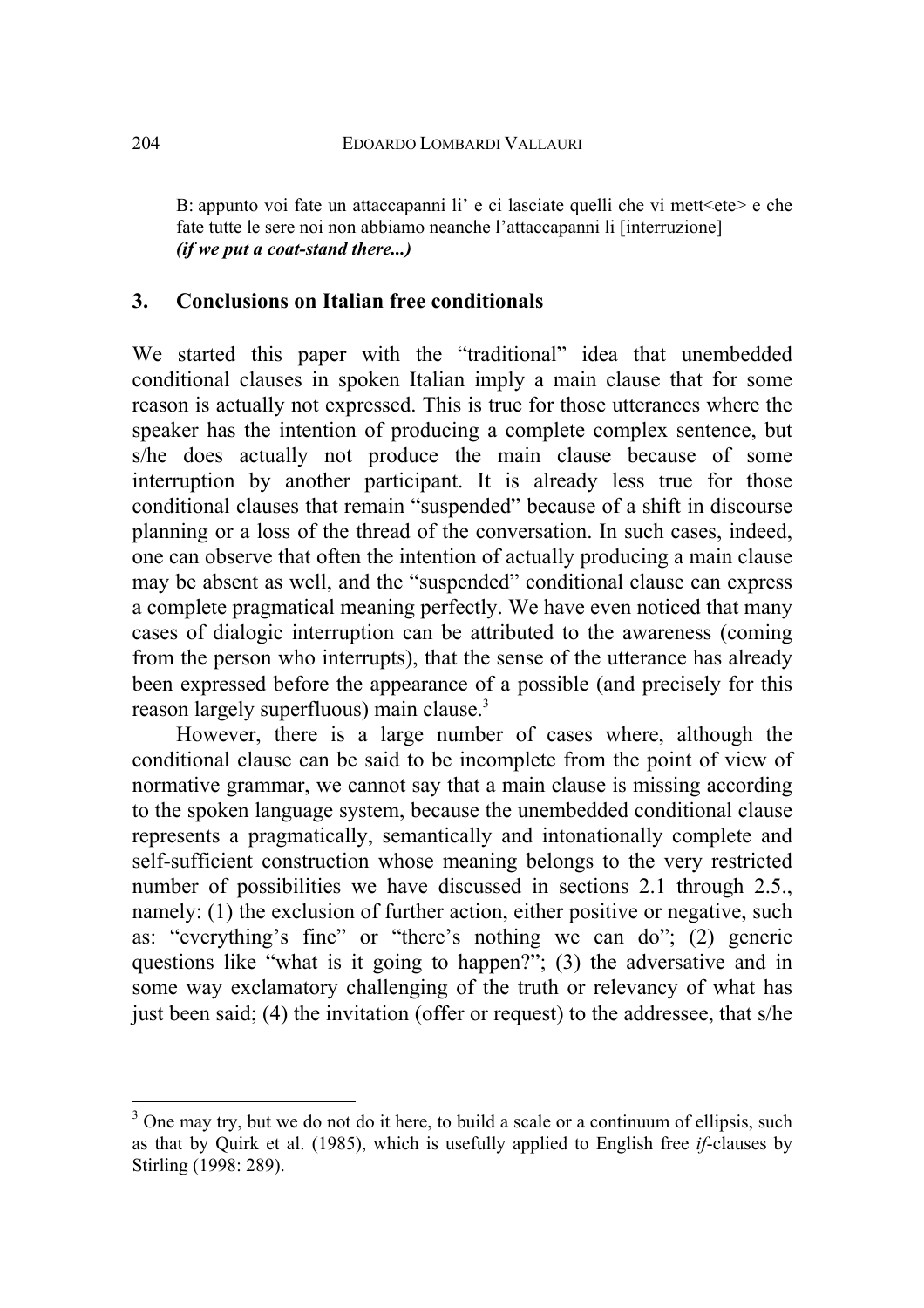B: appunto voi fate un attaccapanni li' e ci lasciate quelli che vi mett<ete> e che fate tutte le sere noi non abbiamo neanche l'attaccapanni li [interruzione]
***(if we put a coat-stand there...)***

## 3. Conclusions on Italian free conditionals

We started this paper with the "traditional" idea that unembedded conditional clauses in spoken Italian imply a main clause that for some reason is actually not expressed. This is true for those utterances where the speaker has the intention of producing a complete complex sentence, but s/he does actually not produce the main clause because of some interruption by another participant. It is already less true for those conditional clauses that remain "suspended" because of a shift in discourse planning or a loss of the thread of the conversation. In such cases, indeed, one can observe that often the intention of actually producing a main clause may be absent as well, and the "suspended" conditional clause can express a complete pragmatical meaning perfectly. We have even noticed that many cases of dialogic interruption can be attributed to the awareness (coming from the person who interrupts), that the sense of the utterance has already been expressed before the appearance of a possible (and precisely for this reason largely superfluous) main clause.[3]

However, there is a large number of cases where, although the conditional clause can be said to be incomplete from the point of view of normative grammar, we cannot say that a main clause is missing according to the spoken language system, because the unembedded conditional clause represents a pragmatically, semantically and intonationally complete and self-sufficient construction whose meaning belongs to the very restricted number of possibilities we have discussed in sections 2.1 through 2.5., namely: (1) the exclusion of further action, either positive or negative, such as: "everything's fine" or "there's nothing we can do"; (2) generic questions like "what is it going to happen?"; (3) the adversative and in some way exclamatory challenging of the truth or relevancy of what has just been said; (4) the invitation (offer or request) to the addressee, that s/he

---

[3] One may try, but we do not do it here, to build a scale or a continuum of ellipsis, such as that by Quirk et al. (1985), which is usefully applied to English free *if*-clauses by Stirling (1998: 289).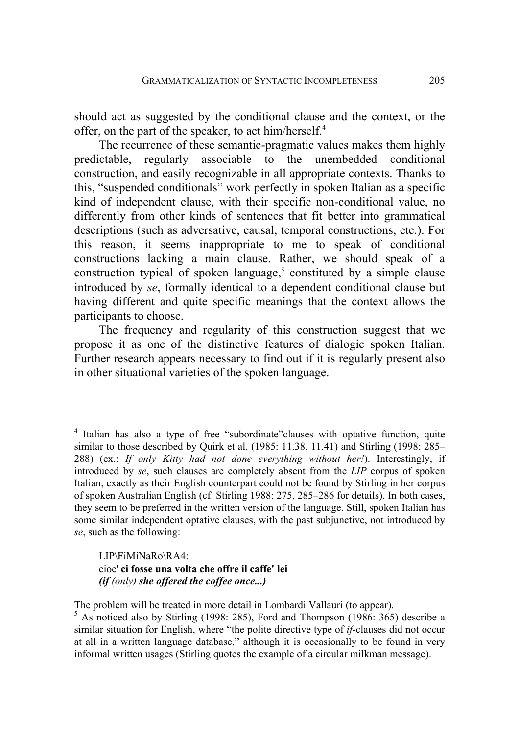should act as suggested by the conditional clause and the context, or the offer, on the part of the speaker, to act him/herself.[4]

The recurrence of these semantic-pragmatic values makes them highly predictable, regularly associable to the unembedded conditional construction, and easily recognizable in all appropriate contexts. Thanks to this, "suspended conditionals" work perfectly in spoken Italian as a specific kind of independent clause, with their specific non-conditional value, no differently from other kinds of sentences that fit better into grammatical descriptions (such as adversative, causal, temporal constructions, etc.). For this reason, it seems inappropriate to me to speak of conditional constructions lacking a main clause. Rather, we should speak of a construction typical of spoken language,[5] constituted by a simple clause introduced by *se*, formally identical to a dependent conditional clause but having different and quite specific meanings that the context allows the participants to choose.

The frequency and regularity of this construction suggest that we propose it as one of the distinctive features of dialogic spoken Italian. Further research appears necessary to find out if it is regularly present also in other situational varieties of the spoken language.

---

[4] Italian has also a type of free "subordinate"clauses with optative function, quite similar to those described by Quirk et al. (1985: 11.38, 11.41) and Stirling (1998: 285–288) (ex.: *If only Kitty had not done everything without her!*). Interestingly, if introduced by *se*, such clauses are completely absent from the *LIP* corpus of spoken Italian, exactly as their English counterpart could not be found by Stirling in her corpus of spoken Australian English (cf. Stirling 1988: 275, 285–286 for details). In both cases, they seem to be preferred in the written version of the language. Still, spoken Italian has some similar independent optative clauses, with the past subjunctive, not introduced by *se*, such as the following:

> LIP\FiMiNaRo\RA4:
> cioe' **ci fosse una volta che offre il caffe' lei**
> ***(if*** *(only)* ***she offered the coffee once...)***

The problem will be treated in more detail in Lombardi Vallauri (to appear).

[5] As noticed also by Stirling (1998: 285), Ford and Thompson (1986: 365) describe a similar situation for English, where "the polite directive type of *if*-clauses did not occur at all in a written language database," although it is occasionally to be found in very informal written usages (Stirling quotes the example of a circular milkman message).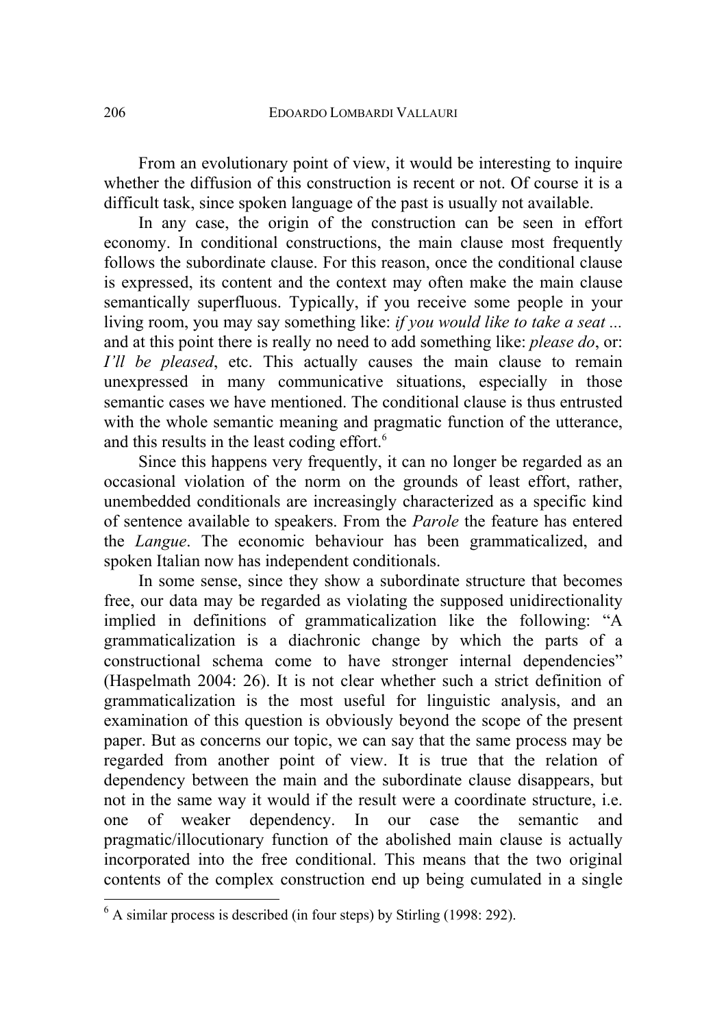From an evolutionary point of view, it would be interesting to inquire whether the diffusion of this construction is recent or not. Of course it is a difficult task, since spoken language of the past is usually not available.

In any case, the origin of the construction can be seen in effort economy. In conditional constructions, the main clause most frequently follows the subordinate clause. For this reason, once the conditional clause is expressed, its content and the context may often make the main clause semantically superfluous. Typically, if you receive some people in your living room, you may say something like: *if you would like to take a seat ...* and at this point there is really no need to add something like: *please do*, or: *I'll be pleased*, etc. This actually causes the main clause to remain unexpressed in many communicative situations, especially in those semantic cases we have mentioned. The conditional clause is thus entrusted with the whole semantic meaning and pragmatic function of the utterance, and this results in the least coding effort.[6]

Since this happens very frequently, it can no longer be regarded as an occasional violation of the norm on the grounds of least effort, rather, unembedded conditionals are increasingly characterized as a specific kind of sentence available to speakers. From the *Parole* the feature has entered the *Langue*. The economic behaviour has been grammaticalized, and spoken Italian now has independent conditionals.

In some sense, since they show a subordinate structure that becomes free, our data may be regarded as violating the supposed unidirectionality implied in definitions of grammaticalization like the following: "A grammaticalization is a diachronic change by which the parts of a constructional schema come to have stronger internal dependencies" (Haspelmath 2004: 26). It is not clear whether such a strict definition of grammaticalization is the most useful for linguistic analysis, and an examination of this question is obviously beyond the scope of the present paper. But as concerns our topic, we can say that the same process may be regarded from another point of view. It is true that the relation of dependency between the main and the subordinate clause disappears, but not in the same way it would if the result were a coordinate structure, i.e. one of weaker dependency. In our case the semantic and pragmatic/illocutionary function of the abolished main clause is actually incorporated into the free conditional. This means that the two original contents of the complex construction end up being cumulated in a single

[6] A similar process is described (in four steps) by Stirling (1998: 292).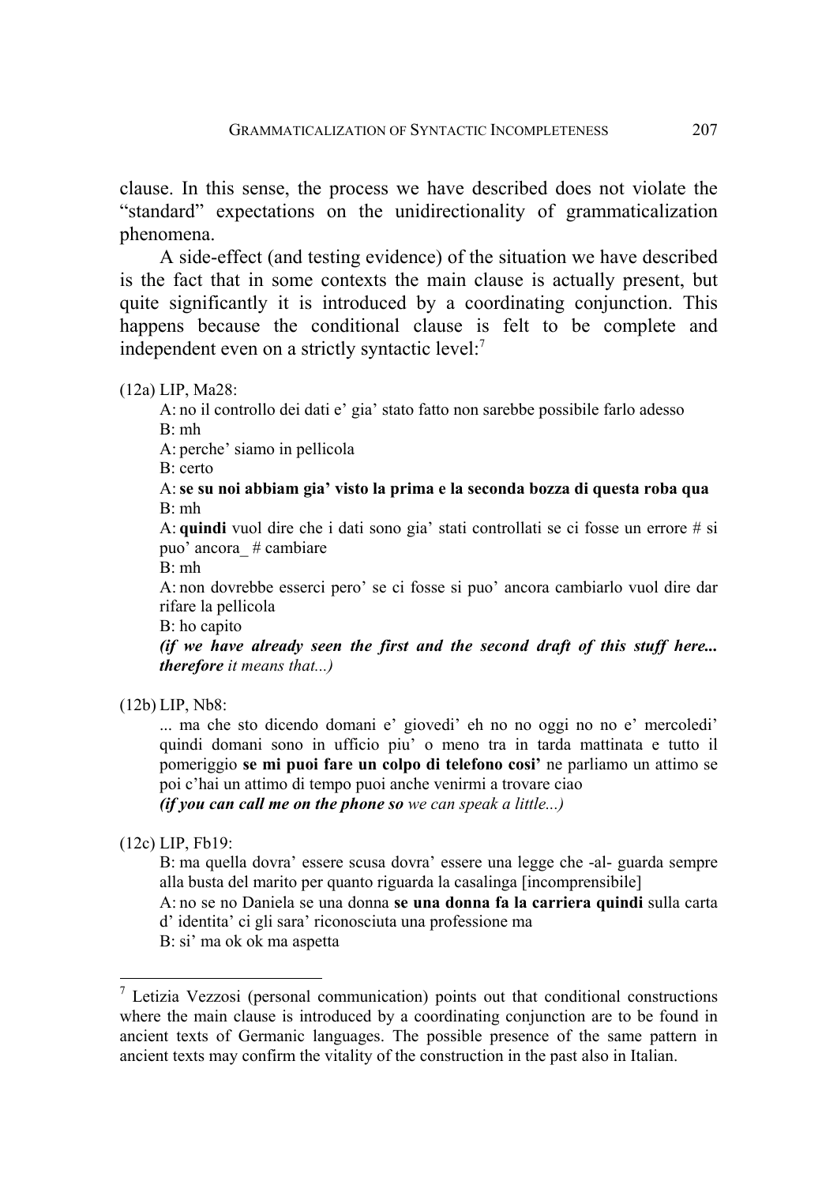clause. In this sense, the process we have described does not violate the "standard" expectations on the unidirectionality of grammaticalization phenomena.

A side-effect (and testing evidence) of the situation we have described is the fact that in some contexts the main clause is actually present, but quite significantly it is introduced by a coordinating conjunction. This happens because the conditional clause is felt to be complete and independent even on a strictly syntactic level:[7]

(12a) LIP, Ma28:

A: no il controllo dei dati e' gia' stato fatto non sarebbe possibile farlo adesso
B: mh
A: perche' siamo in pellicola
B: certo
A: **se su noi abbiam gia' visto la prima e la seconda bozza di questa roba qua**
B: mh
A: **quindi** vuol dire che i dati sono gia' stati controllati se ci fosse un errore # si puo' ancora_ # cambiare
B: mh
A: non dovrebbe esserci pero' se ci fosse si puo' ancora cambiarlo vuol dire dar rifare la pellicola
B: ho capito
***(if we have already seen the first and the second draft of this stuff here... therefore*** *it means that...)*

(12b) LIP, Nb8:

... ma che sto dicendo domani e' giovedi' eh no no oggi no no e' mercoledi' quindi domani sono in ufficio piu' o meno tra in tarda mattinata e tutto il pomeriggio **se mi puoi fare un colpo di telefono cosi'** ne parliamo un attimo se poi c'hai un attimo di tempo puoi anche venirmi a trovare ciao
***(if you can call me on the phone so*** *we can speak a little...)*

(12c) LIP, Fb19:

B: ma quella dovra' essere scusa dovra' essere una legge che -al- guarda sempre alla busta del marito per quanto riguarda la casalinga [incomprensibile]
A: no se no Daniela se una donna **se una donna fa la carriera quindi** sulla carta d' identita' ci gli sara' riconosciuta una professione ma
B: si' ma ok ok ma aspetta

---

[7] Letizia Vezzosi (personal communication) points out that conditional constructions where the main clause is introduced by a coordinating conjunction are to be found in ancient texts of Germanic languages. The possible presence of the same pattern in ancient texts may confirm the vitality of the construction in the past also in Italian.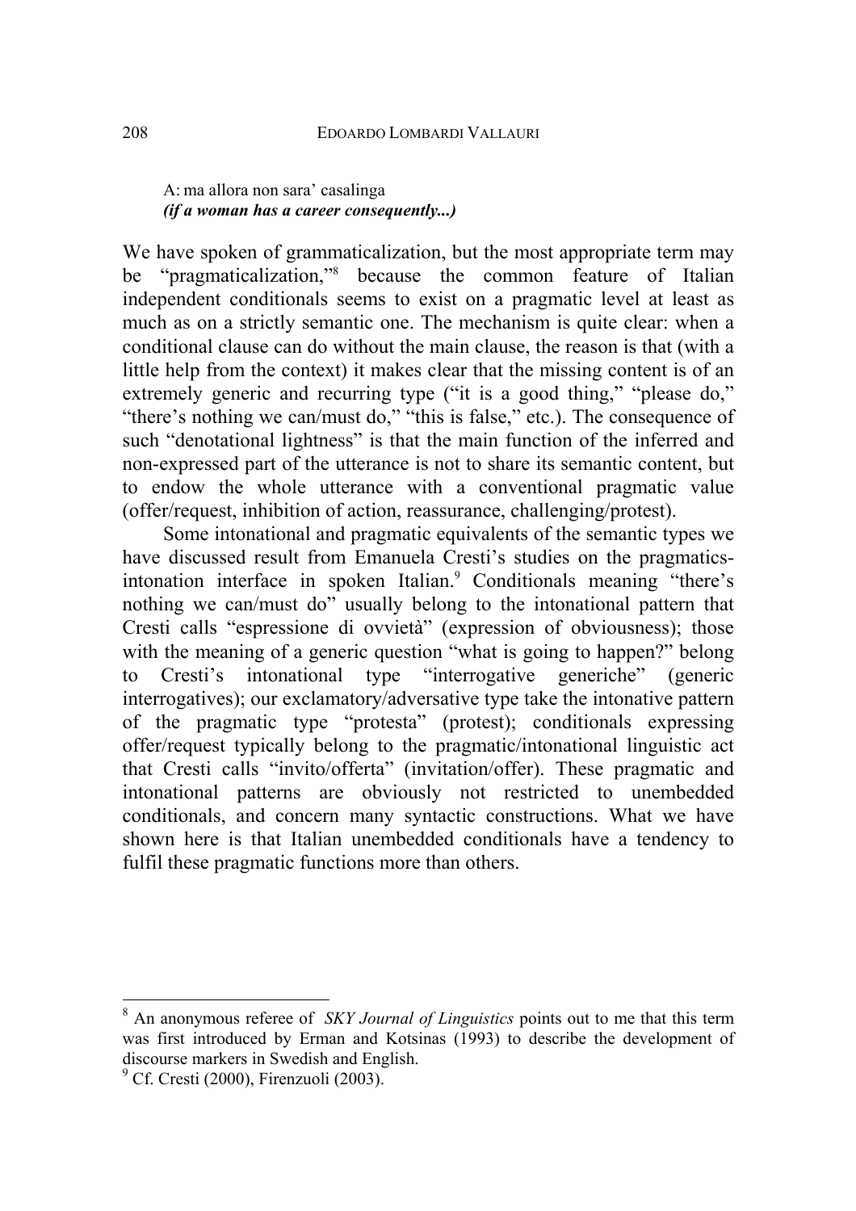A: ma allora non sara' casalinga
***(if a woman has a career consequently...)***

We have spoken of grammaticalization, but the most appropriate term may be "pragmaticalization,"[8] because the common feature of Italian independent conditionals seems to exist on a pragmatic level at least as much as on a strictly semantic one. The mechanism is quite clear: when a conditional clause can do without the main clause, the reason is that (with a little help from the context) it makes clear that the missing content is of an extremely generic and recurring type ("it is a good thing," "please do," "there's nothing we can/must do," "this is false," etc.). The consequence of such "denotational lightness" is that the main function of the inferred and non-expressed part of the utterance is not to share its semantic content, but to endow the whole utterance with a conventional pragmatic value (offer/request, inhibition of action, reassurance, challenging/protest).

Some intonational and pragmatic equivalents of the semantic types we have discussed result from Emanuela Cresti's studies on the pragmatics-intonation interface in spoken Italian.[9] Conditionals meaning "there's nothing we can/must do" usually belong to the intonational pattern that Cresti calls "espressione di ovvietà" (expression of obviousness); those with the meaning of a generic question "what is going to happen?" belong to Cresti's intonational type "interrogative generiche" (generic interrogatives); our exclamatory/adversative type take the intonative pattern of the pragmatic type "protesta" (protest); conditionals expressing offer/request typically belong to the pragmatic/intonational linguistic act that Cresti calls "invito/offerta" (invitation/offer). These pragmatic and intonational patterns are obviously not restricted to unembedded conditionals, and concern many syntactic constructions. What we have shown here is that Italian unembedded conditionals have a tendency to fulfil these pragmatic functions more than others.

---

[8] An anonymous referee of *SKY Journal of Linguistics* points out to me that this term was first introduced by Erman and Kotsinas (1993) to describe the development of discourse markers in Swedish and English.

[9] Cf. Cresti (2000), Firenzuoli (2003).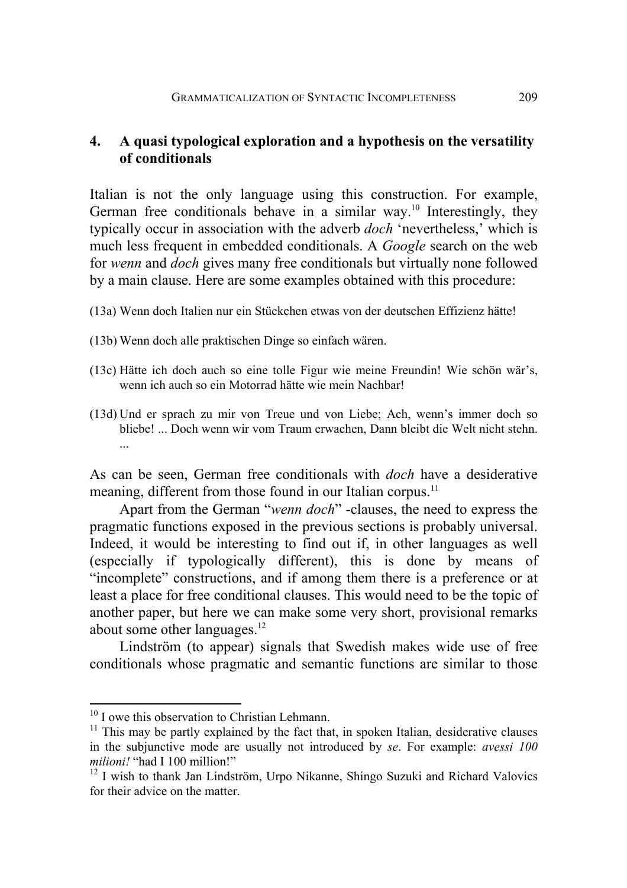## 4. A quasi typological exploration and a hypothesis on the versatility of conditionals

Italian is not the only language using this construction. For example, German free conditionals behave in a similar way.[10] Interestingly, they typically occur in association with the adverb *doch* 'nevertheless,' which is much less frequent in embedded conditionals. A *Google* search on the web for *wenn* and *doch* gives many free conditionals but virtually none followed by a main clause. Here are some examples obtained with this procedure:

(13a) Wenn doch Italien nur ein Stückchen etwas von der deutschen Effizienz hätte!

(13b) Wenn doch alle praktischen Dinge so einfach wären.

(13c) Hätte ich doch auch so eine tolle Figur wie meine Freundin! Wie schön wär's, wenn ich auch so ein Motorrad hätte wie mein Nachbar!

(13d) Und er sprach zu mir von Treue und von Liebe; Ach, wenn's immer doch so bliebe! ... Doch wenn wir vom Traum erwachen, Dann bleibt die Welt nicht stehn. ...

As can be seen, German free conditionals with *doch* have a desiderative meaning, different from those found in our Italian corpus.[11]

Apart from the German "*wenn doch*" -clauses, the need to express the pragmatic functions exposed in the previous sections is probably universal. Indeed, it would be interesting to find out if, in other languages as well (especially if typologically different), this is done by means of "incomplete" constructions, and if among them there is a preference or at least a place for free conditional clauses. This would need to be the topic of another paper, but here we can make some very short, provisional remarks about some other languages.[12]

Lindström (to appear) signals that Swedish makes wide use of free conditionals whose pragmatic and semantic functions are similar to those

---

[10] I owe this observation to Christian Lehmann.

[11] This may be partly explained by the fact that, in spoken Italian, desiderative clauses in the subjunctive mode are usually not introduced by *se*. For example: *avessi 100 milioni!* "had I 100 million!"

[12] I wish to thank Jan Lindström, Urpo Nikanne, Shingo Suzuki and Richard Valovics for their advice on the matter.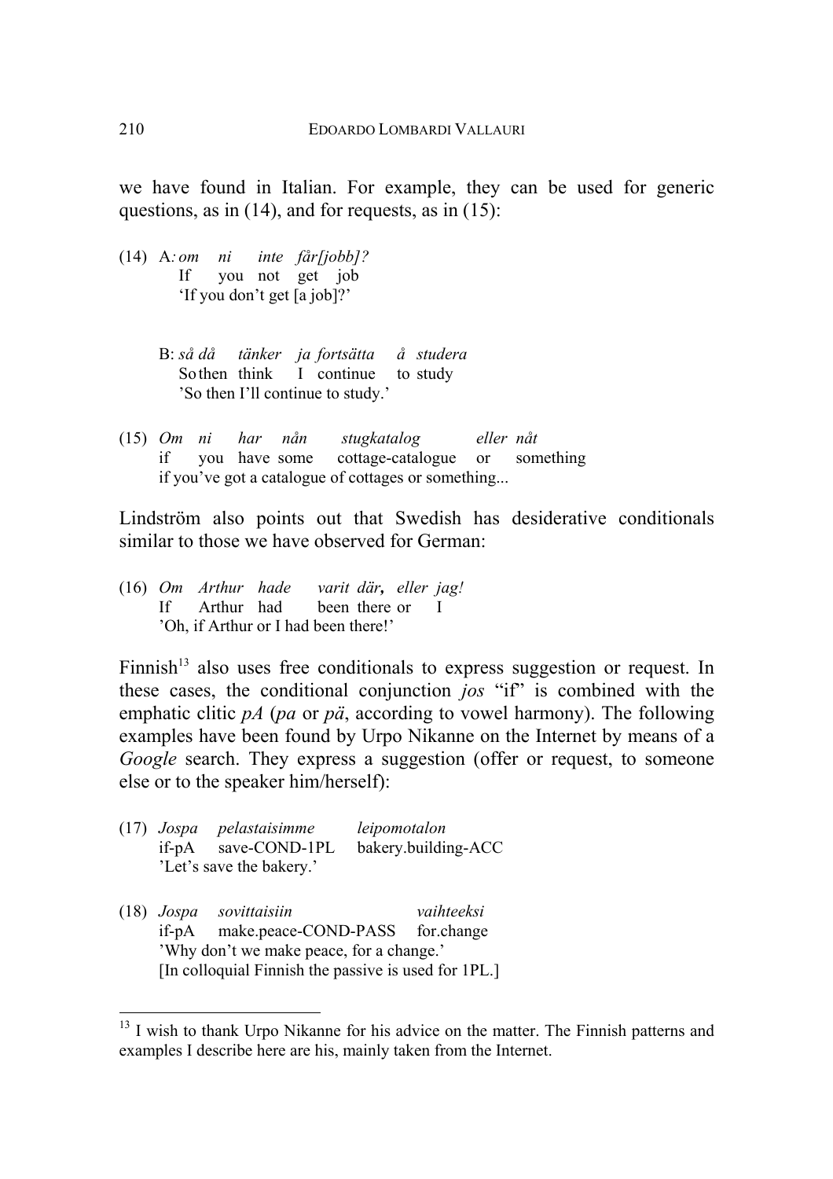we have found in Italian. For example, they can be used for generic questions, as in (14), and for requests, as in (15):

(14) A*: om ni inte får[jobb]?*
If you not get job
'If you don't get [a job]?'

B: *så då tänker ja fortsätta å studera*
So then think I continue to study
'So then I'll continue to study.'

(15) *Om ni har nån stugkatalog eller nåt*
if you have some cottage-catalogue or something
if you've got a catalogue of cottages or something...

Lindström also points out that Swedish has desiderative conditionals similar to those we have observed for German:

(16) *Om Arthur hade varit där**,** eller jag!*
If Arthur had been there or I
'Oh, if Arthur or I had been there!'

Finnish[13] also uses free conditionals to express suggestion or request. In these cases, the conditional conjunction *jos* "if" is combined with the emphatic clitic *pA* (*pa* or *pä*, according to vowel harmony). The following examples have been found by Urpo Nikanne on the Internet by means of a *Google* search. They express a suggestion (offer or request, to someone else or to the speaker him/herself):

(17) *Jospa pelastaisimme leipomotalon*
if-pA save-COND-1PL bakery.building-ACC
'Let's save the bakery.'

(18) *Jospa sovittaisiin vaihteeksi*
if-pA make.peace-COND-PASS for.change
'Why don't we make peace, for a change.'
[In colloquial Finnish the passive is used for 1PL.]

---

[13] I wish to thank Urpo Nikanne for his advice on the matter. The Finnish patterns and examples I describe here are his, mainly taken from the Internet.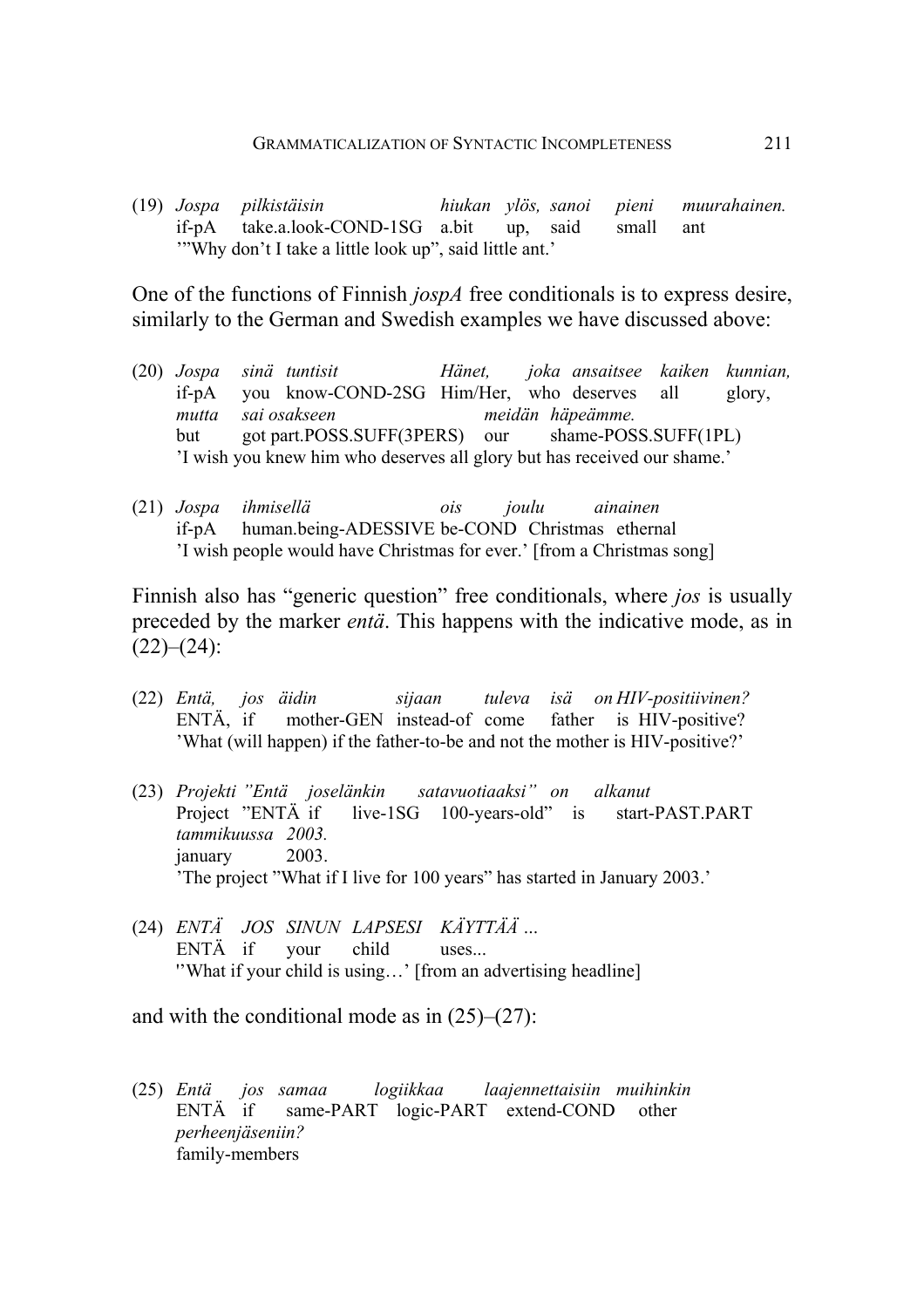(19) *Jospa pilkistäisin hiukan ylös, sanoi pieni muurahainen.*
if-pA take.a.look-COND-1SG a.bit up, said small ant
'"Why don't I take a little look up", said little ant.'

One of the functions of Finnish *jospA* free conditionals is to express desire, similarly to the German and Swedish examples we have discussed above:

(20) *Jospa sinä tuntisit Hänet, joka ansaitsee kaiken kunnian, mutta sai osakseen meidän häpeämme.*
if-pA you know-COND-2SG Him/Her, who deserves all glory, but got part.POSS.SUFF(3PERS) our shame-POSS.SUFF(1PL)
'I wish you knew him who deserves all glory but has received our shame.'

(21) *Jospa ihmisellä ois joulu ainainen*
if-pA human.being-ADESSIVE be-COND Christmas ethernal
'I wish people would have Christmas for ever.' [from a Christmas song]

Finnish also has "generic question" free conditionals, where *jos* is usually preceded by the marker *entä*. This happens with the indicative mode, as in (22)–(24):

(22) *Entä, jos äidin sijaan tuleva isä on HIV-positiivinen?*
ENTÄ, if mother-GEN instead-of come father is HIV-positive?
'What (will happen) if the father-to-be and not the mother is HIV-positive?'

(23) *Projekti "Entä joselänkin satavuotiaaksi" on alkanut tammikuussa 2003.*
Project "ENTÄ if live-1SG 100-years-old" is start-PAST.PART january 2003.
'The project "What if I live for 100 years" has started in January 2003.'

(24) *ENTÄ JOS SINUN LAPSESI KÄYTTÄÄ ...*
ENTÄ if your child uses...
''What if your child is using…' [from an advertising headline]

and with the conditional mode as in (25)–(27):

(25) *Entä jos samaa logiikkaa laajennettaisiin muihinkin perheenjäseniin?*
ENTÄ if same-PART logic-PART extend-COND other family-members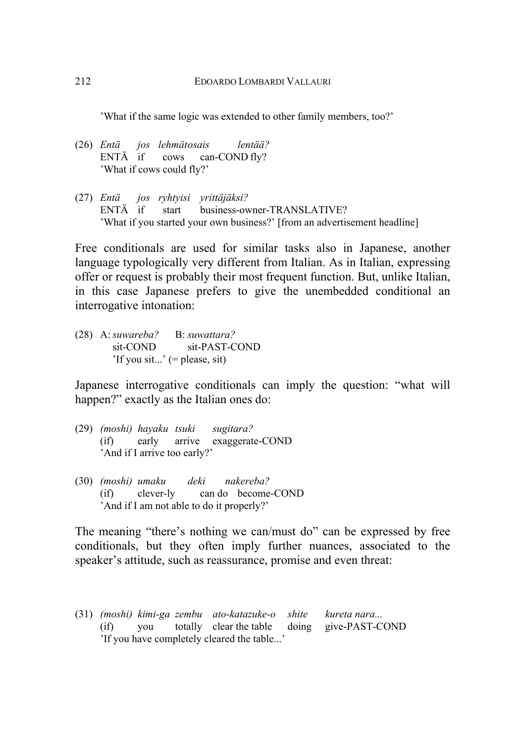'What if the same logic was extended to other family members, too?'

(26) *Entä jos lehmätosais lentää?*
ENTÄ if cows can-COND fly?
'What if cows could fly?'

(27) *Entä jos ryhtyisi yrittäjäksi?*
ENTÄ if start business-owner-TRANSLATIVE?
'What if you started your own business?' [from an advertisement headline]

Free conditionals are used for similar tasks also in Japanese, another language typologically very different from Italian. As in Italian, expressing offer or request is probably their most frequent function. But, unlike Italian, in this case Japanese prefers to give the unembedded conditional an interrogative intonation:

(28) A: *suwareba?* B: *suwattara?*
sit-COND sit-PAST-COND
'If you sit...' (= please, sit)

Japanese interrogative conditionals can imply the question: "what will happen?" exactly as the Italian ones do:

(29) *(moshi) hayaku tsuki sugitara?*
(if) early arrive exaggerate-COND
'And if I arrive too early?'

(30) *(moshi) umaku deki nakereba?*
(if) clever-ly can do become-COND
'And if I am not able to do it properly?'

The meaning "there's nothing we can/must do" can be expressed by free conditionals, but they often imply further nuances, associated to the speaker's attitude, such as reassurance, promise and even threat:

(31) *(moshi) kimi-ga zembu ato-katazuke-o shite kureta nara...*
(if) you totally clear the table doing give-PAST-COND
'If you have completely cleared the table...'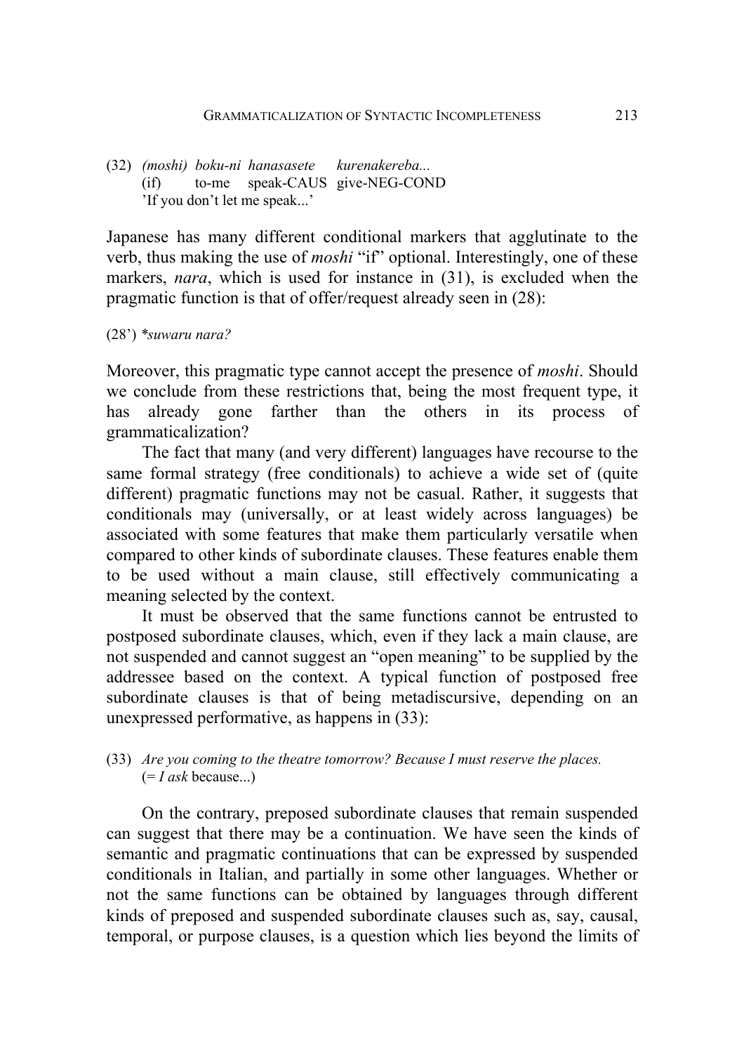(32) *(moshi) boku-ni hanasasete kurenakereba...*
(if) to-me speak-CAUS give-NEG-COND
'If you don't let me speak...'

Japanese has many different conditional markers that agglutinate to the verb, thus making the use of *moshi* "if" optional. Interestingly, one of these markers, *nara*, which is used for instance in (31), is excluded when the pragmatic function is that of offer/request already seen in (28):

(28') *\*suwaru nara?*

Moreover, this pragmatic type cannot accept the presence of *moshi*. Should we conclude from these restrictions that, being the most frequent type, it has already gone farther than the others in its process of grammaticalization?

The fact that many (and very different) languages have recourse to the same formal strategy (free conditionals) to achieve a wide set of (quite different) pragmatic functions may not be casual. Rather, it suggests that conditionals may (universally, or at least widely across languages) be associated with some features that make them particularly versatile when compared to other kinds of subordinate clauses. These features enable them to be used without a main clause, still effectively communicating a meaning selected by the context.

It must be observed that the same functions cannot be entrusted to postposed subordinate clauses, which, even if they lack a main clause, are not suspended and cannot suggest an "open meaning" to be supplied by the addressee based on the context. A typical function of postposed free subordinate clauses is that of being metadiscursive, depending on an unexpressed performative, as happens in (33):

(33) *Are you coming to the theatre tomorrow? Because I must reserve the places.*
(= *I ask* because...)

On the contrary, preposed subordinate clauses that remain suspended can suggest that there may be a continuation. We have seen the kinds of semantic and pragmatic continuations that can be expressed by suspended conditionals in Italian, and partially in some other languages. Whether or not the same functions can be obtained by languages through different kinds of preposed and suspended subordinate clauses such as, say, causal, temporal, or purpose clauses, is a question which lies beyond the limits of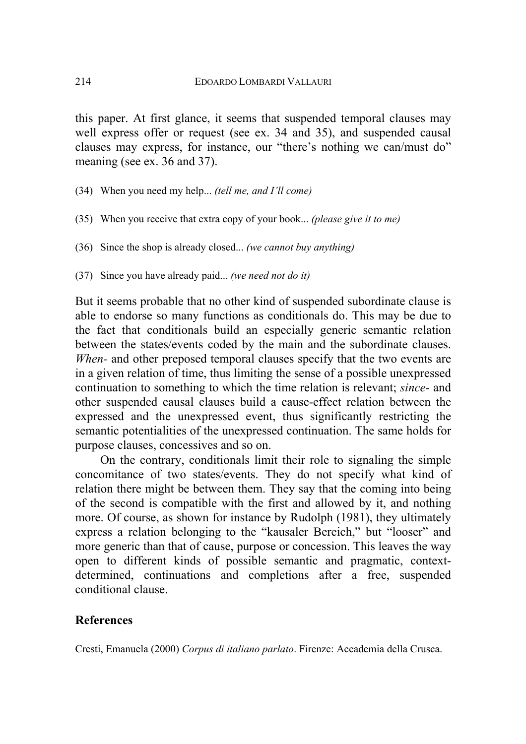this paper. At first glance, it seems that suspended temporal clauses may well express offer or request (see ex. 34 and 35), and suspended causal clauses may express, for instance, our "there's nothing we can/must do" meaning (see ex. 36 and 37).

(34) When you need my help... *(tell me, and I'll come)*

(35) When you receive that extra copy of your book... *(please give it to me)*

(36) Since the shop is already closed... *(we cannot buy anything)*

(37) Since you have already paid... *(we need not do it)*

But it seems probable that no other kind of suspended subordinate clause is able to endorse so many functions as conditionals do. This may be due to the fact that conditionals build an especially generic semantic relation between the states/events coded by the main and the subordinate clauses. *When-* and other preposed temporal clauses specify that the two events are in a given relation of time, thus limiting the sense of a possible unexpressed continuation to something to which the time relation is relevant; *since-* and other suspended causal clauses build a cause-effect relation between the expressed and the unexpressed event, thus significantly restricting the semantic potentialities of the unexpressed continuation. The same holds for purpose clauses, concessives and so on.

On the contrary, conditionals limit their role to signaling the simple concomitance of two states/events. They do not specify what kind of relation there might be between them. They say that the coming into being of the second is compatible with the first and allowed by it, and nothing more. Of course, as shown for instance by Rudolph (1981), they ultimately express a relation belonging to the "kausaler Bereich," but "looser" and more generic than that of cause, purpose or concession. This leaves the way open to different kinds of possible semantic and pragmatic, context-determined, continuations and completions after a free, suspended conditional clause.

## References

Cresti, Emanuela (2000) *Corpus di italiano parlato*. Firenze: Accademia della Crusca.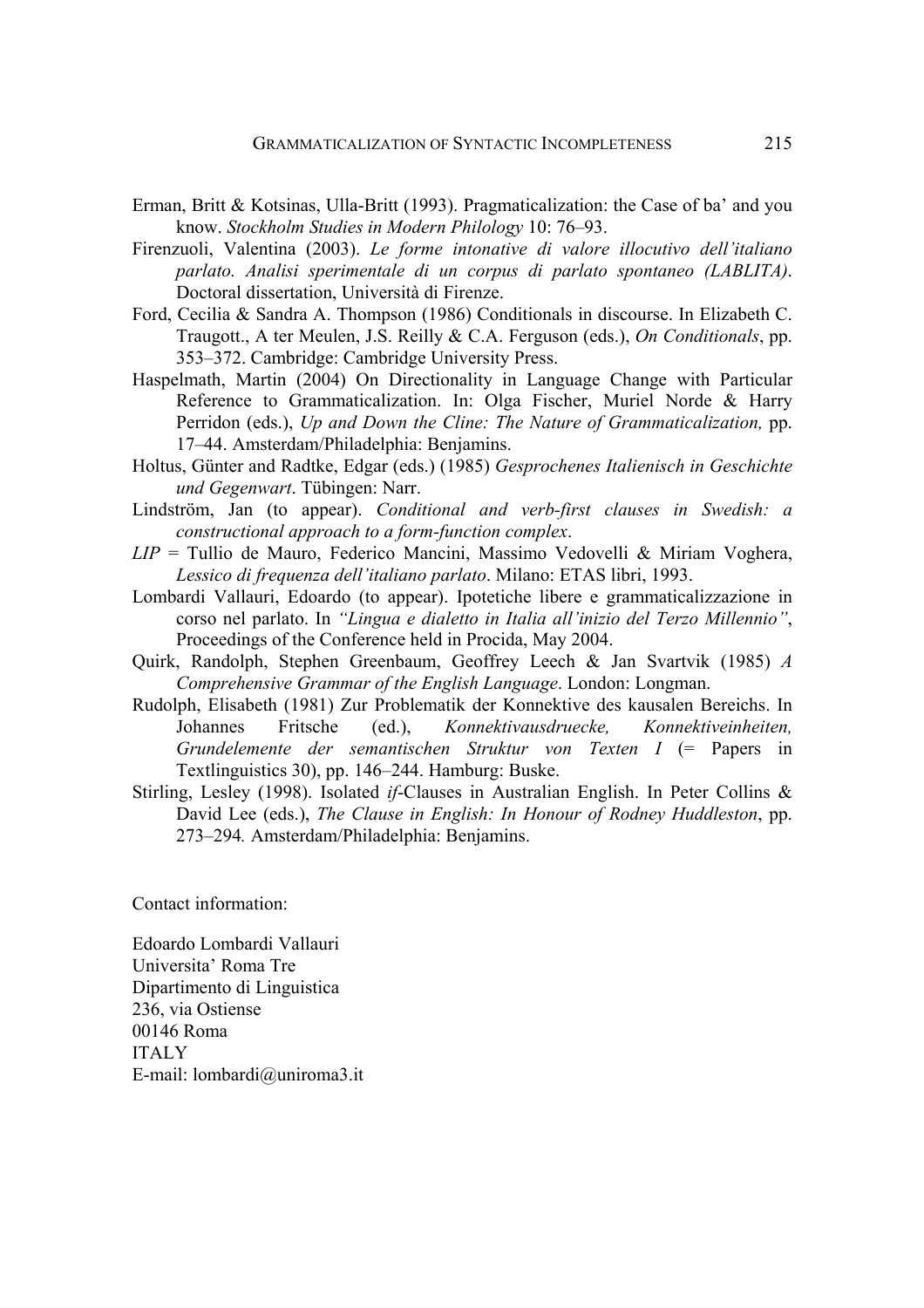Erman, Britt & Kotsinas, Ulla-Britt (1993). Pragmaticalization: the Case of ba' and you know. *Stockholm Studies in Modern Philology* 10: 76–93.

Firenzuoli, Valentina (2003). *Le forme intonative di valore illocutivo dell'italiano parlato. Analisi sperimentale di un corpus di parlato spontaneo (LABLITA)*. Doctoral dissertation, Università di Firenze.

Ford, Cecilia & Sandra A. Thompson (1986) Conditionals in discourse. In Elizabeth C. Traugott., A ter Meulen, J.S. Reilly & C.A. Ferguson (eds.), *On Conditionals*, pp. 353–372. Cambridge: Cambridge University Press.

Haspelmath, Martin (2004) On Directionality in Language Change with Particular Reference to Grammaticalization. In: Olga Fischer, Muriel Norde & Harry Perridon (eds.), *Up and Down the Cline: The Nature of Grammaticalization,* pp. 17–44. Amsterdam/Philadelphia: Benjamins.

Holtus, Günter and Radtke, Edgar (eds.) (1985) *Gesprochenes Italienisch in Geschichte und Gegenwart*. Tübingen: Narr.

Lindström, Jan (to appear). *Conditional and verb-first clauses in Swedish: a constructional approach to a form-function complex*.

*LIP* = Tullio de Mauro, Federico Mancini, Massimo Vedovelli & Miriam Voghera, *Lessico di frequenza dell'italiano parlato*. Milano: ETAS libri, 1993.

Lombardi Vallauri, Edoardo (to appear). Ipotetiche libere e grammaticalizzazione in corso nel parlato. In *"Lingua e dialetto in Italia all'inizio del Terzo Millennio"*, Proceedings of the Conference held in Procida, May 2004.

Quirk, Randolph, Stephen Greenbaum, Geoffrey Leech & Jan Svartvik (1985) *A Comprehensive Grammar of the English Language*. London: Longman.

Rudolph, Elisabeth (1981) Zur Problematik der Konnektive des kausalen Bereichs. In Johannes Fritsche (ed.), *Konnektivausdruecke, Konnektiveinheiten, Grundelemente der semantischen Struktur von Texten I* (= Papers in Textlinguistics 30), pp. 146–244. Hamburg: Buske.

Stirling, Lesley (1998). Isolated *if*-Clauses in Australian English. In Peter Collins & David Lee (eds.), *The Clause in English: In Honour of Rodney Huddleston*, pp. 273–294*.* Amsterdam/Philadelphia: Benjamins.

Contact information:

Edoardo Lombardi Vallauri
Universita' Roma Tre
Dipartimento di Linguistica
236, via Ostiense
00146 Roma
ITALY
E-mail: lombardi@uniroma3.it